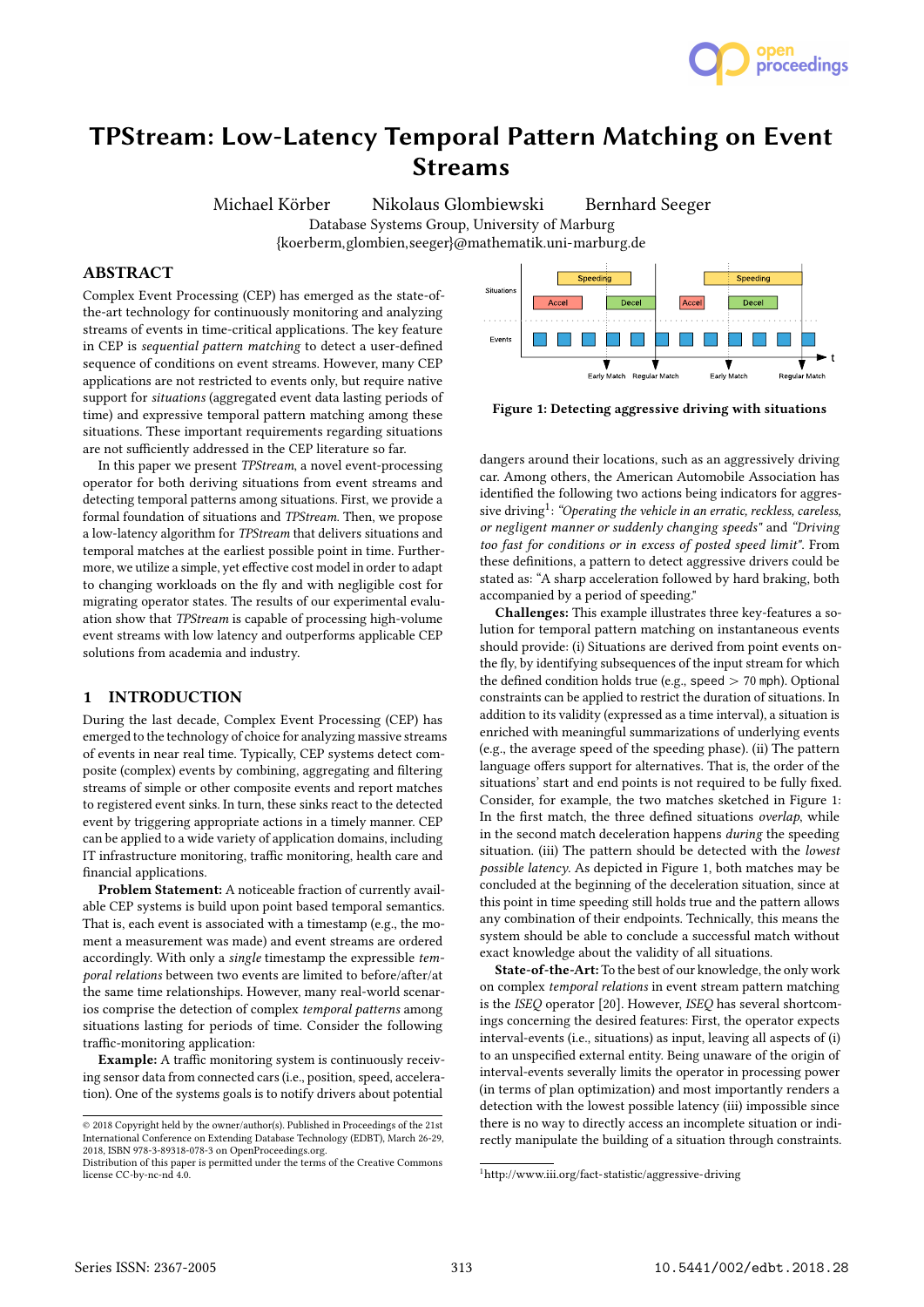# TPStream: Low-Latency Temporal Pattern Matching on Event Streams

Michael Körber Nikolaus Glombiewski Bernhard Seeger
Database Systems Group, University of Marburg
{koerberm,glombien,seeger}@mathematik.uni-marburg.de

## ABSTRACT

Complex Event Processing (CEP) has emerged as the state-of-the-art technology for continuously monitoring and analyzing streams of events in time-critical applications. The key feature in CEP is *sequential pattern matching* to detect a user-defined sequence of conditions on event streams. However, many CEP applications are not restricted to events only, but require native support for *situations* (aggregated event data lasting periods of time) and expressive temporal pattern matching among these situations. These important requirements regarding situations are not sufficiently addressed in the CEP literature so far.

In this paper we present *TPStream*, a novel event-processing operator for both deriving situations from event streams and detecting temporal patterns among situations. First, we provide a formal foundation of situations and *TPStream*. Then, we propose a low-latency algorithm for *TPStream* that delivers situations and temporal matches at the earliest possible point in time. Furthermore, we utilize a simple, yet effective cost model in order to adapt to changing workloads on the fly and with negligible cost for migrating operator states. The results of our experimental evaluation show that *TPStream* is capable of processing high-volume event streams with low latency and outperforms applicable CEP solutions from academia and industry.

## 1 INTRODUCTION

During the last decade, Complex Event Processing (CEP) has emerged to the technology of choice for analyzing massive streams of events in near real time. Typically, CEP systems detect composite (complex) events by combining, aggregating and filtering streams of simple or other composite events and report matches to registered event sinks. In turn, these sinks react to the detected event by triggering appropriate actions in a timely manner. CEP can be applied to a wide variety of application domains, including IT infrastructure monitoring, traffic monitoring, health care and financial applications.

**Problem Statement:** A noticeable fraction of currently available CEP systems is build upon point based temporal semantics. That is, each event is associated with a timestamp (e.g., the moment a measurement was made) and event streams are ordered accordingly. With only a *single* timestamp the expressible *temporal relations* between two events are limited to before/after/at the same time relationships. However, many real-world scenarios comprise the detection of complex *temporal patterns* among situations lasting for periods of time. Consider the following traffic-monitoring application:

**Example:** A traffic monitoring system is continuously receiving sensor data from connected cars (i.e., position, speed, acceleration). One of the systems goals is to notify drivers about potential dangers around their locations, such as an aggressively driving car. Among others, the American Automobile Association has identified the following two actions being indicators for aggressive driving[1]: *"Operating the vehicle in an erratic, reckless, careless, or negligent manner or suddenly changing speeds"* and *"Driving too fast for conditions or in excess of posted speed limit"*. From these definitions, a pattern to detect aggressive drivers could be stated as: "A sharp acceleration followed by hard braking, both accompanied by a period of speeding."

Figure 1: Detecting aggressive driving with situations

**Challenges:** This example illustrates three key-features a solution for temporal pattern matching on instantaneous events should provide: (i) Situations are derived from point events on-the fly, by identifying subsequences of the input stream for which the defined condition holds true (e.g., speed $> 70$ mph). Optional constraints can be applied to restrict the duration of situations. In addition to its validity (expressed as a time interval), a situation is enriched with meaningful summarizations of underlying events (e.g., the average speed of the speeding phase). (ii) The pattern language offers support for alternatives. That is, the order of the situations' start and end points is not required to be fully fixed. Consider, for example, the two matches sketched in Figure 1: In the first match, the three defined situations *overlap*, while in the second match deceleration happens *during* the speeding situation. (iii) The pattern should be detected with the *lowest possible latency*. As depicted in Figure 1, both matches may be concluded at the beginning of the deceleration situation, since at this point in time speeding still holds true and the pattern allows any combination of their endpoints. Technically, this means the system should be able to conclude a successful match without exact knowledge about the validity of all situations.

**State-of-the-Art:** To the best of our knowledge, the only work on complex *temporal relations* in event stream pattern matching is the *ISEQ* operator [20]. However, *ISEQ* has several shortcomings concerning the desired features: First, the operator expects interval-events (i.e., situations) as input, leaving all aspects of (i) to an unspecified external entity. Being unaware of the origin of interval-events severally limits the operator in processing power (in terms of plan optimization) and most importantly renders a detection with the lowest possible latency (iii) impossible since there is no way to directly access an incomplete situation or indirectly manipulate the building of a situation through constraints.

[1] http://www.iii.org/fact-statistic/aggressive-driving

© 2018 Copyright held by the owner/author(s). Published in Proceedings of the 21st International Conference on Extending Database Technology (EDBT), March 26-29, 2018, ISBN 978-3-89318-078-3 on OpenProceedings.org.
Distribution of this paper is permitted under the terms of the Creative Commons license CC-by-nc-nd 4.0.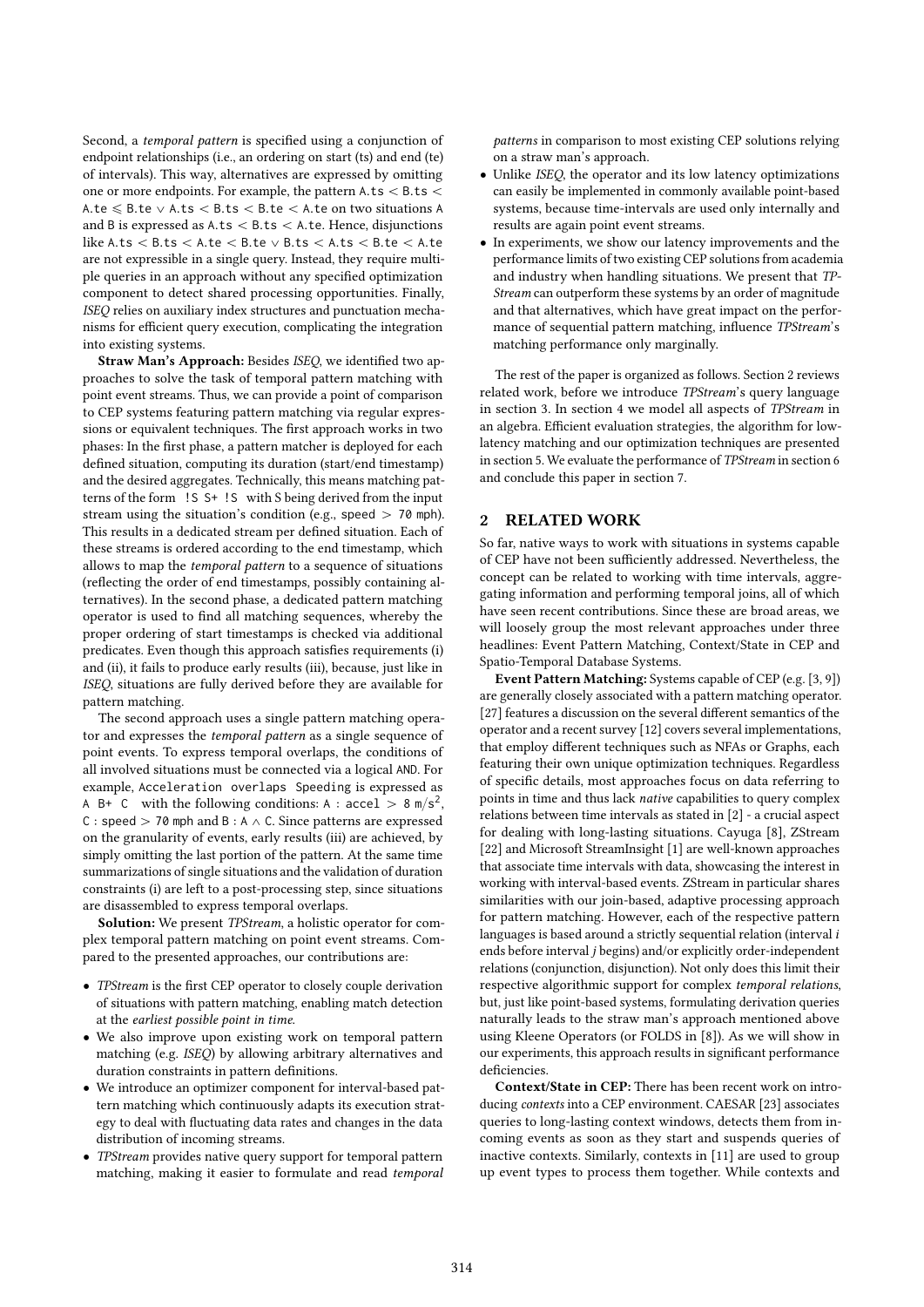Second, a *temporal pattern* is specified using a conjunction of endpoint relationships (i.e., an ordering on start (ts) and end (te) of intervals). This way, alternatives are expressed by omitting one or more endpoints. For example, the pattern $\texttt{A.ts} < \texttt{B.ts} < \texttt{A.te} \leqslant \texttt{B.te} \vee \texttt{A.ts} < \texttt{B.ts} < \texttt{B.te} < \texttt{A.te}$ on two situations A and B is expressed as $\texttt{A.ts} < \texttt{B.ts} < \texttt{A.te}$. Hence, disjunctions like $\texttt{A.ts} < \texttt{B.ts} < \texttt{A.te} < \texttt{B.te} \vee \texttt{B.ts} < \texttt{A.ts} < \texttt{B.te} < \texttt{A.te}$ are not expressible in a single query. Instead, they require multiple queries in an approach without any specified optimization component to detect shared processing opportunities. Finally, *ISEQ* relies on auxiliary index structures and punctuation mechanisms for efficient query execution, complicating the integration into existing systems.

**Straw Man's Approach:** Besides *ISEQ*, we identified two approaches to solve the task of temporal pattern matching with point event streams. Thus, we can provide a point of comparison to CEP systems featuring pattern matching via regular expressions or equivalent techniques. The first approach works in two phases: In the first phase, a pattern matcher is deployed for each defined situation, computing its duration (start/end timestamp) and the desired aggregates. Technically, this means matching patterns of the form `!S S+ !S` with S being derived from the input stream using the situation's condition (e.g., $\texttt{speed} > \texttt{70 mph}$). This results in a dedicated stream per defined situation. Each of these streams is ordered according to the end timestamp, which allows to map the *temporal pattern* to a sequence of situations (reflecting the order of end timestamps, possibly containing alternatives). In the second phase, a dedicated pattern matching operator is used to find all matching sequences, whereby the proper ordering of start timestamps is checked via additional predicates. Even though this approach satisfies requirements (i) and (ii), it fails to produce early results (iii), because, just like in *ISEQ*, situations are fully derived before they are available for pattern matching.

The second approach uses a single pattern matching operator and expresses the *temporal pattern* as a single sequence of point events. To express temporal overlaps, the conditions of all involved situations must be connected via a logical AND. For example, `Acceleration overlaps Speeding` is expressed as `A B+ C` with the following conditions: $\texttt{A} : \texttt{accel} > 8\ \texttt{m/s}^2$, $\texttt{C} : \texttt{speed} > \texttt{70 mph}$ and $\texttt{B} : \texttt{A} \wedge \texttt{C}$. Since patterns are expressed on the granularity of events, early results (iii) are achieved, by simply omitting the last portion of the pattern. At the same time summarizations of single situations and the validation of duration constraints (i) are left to a post-processing step, since situations are disassembled to express temporal overlaps.

**Solution:** We present *TPStream*, a holistic operator for complex temporal pattern matching on point event streams. Compared to the presented approaches, our contributions are:

- *TPStream* is the first CEP operator to closely couple derivation of situations with pattern matching, enabling match detection at the *earliest possible point in time.*
- We also improve upon existing work on temporal pattern matching (e.g. *ISEQ*) by allowing arbitrary alternatives and duration constraints in pattern definitions.
- We introduce an optimizer component for interval-based pattern matching which continuously adapts its execution strategy to deal with fluctuating data rates and changes in the data distribution of incoming streams.
- *TPStream* provides native query support for temporal pattern matching, making it easier to formulate and read *temporal patterns* in comparison to most existing CEP solutions relying on a straw man's approach.
- Unlike *ISEQ*, the operator and its low latency optimizations can easily be implemented in commonly available point-based systems, because time-intervals are used only internally and results are again point event streams.
- In experiments, we show our latency improvements and the performance limits of two existing CEP solutions from academia and industry when handling situations. We present that *TPStream* can outperform these systems by an order of magnitude and that alternatives, which have great impact on the performance of sequential pattern matching, influence *TPStream*'s matching performance only marginally.

The rest of the paper is organized as follows. Section 2 reviews related work, before we introduce *TPStream*'s query language in section 3. In section 4 we model all aspects of *TPStream* in an algebra. Efficient evaluation strategies, the algorithm for low-latency matching and our optimization techniques are presented in section 5. We evaluate the performance of *TPStream* in section 6 and conclude this paper in section 7.

## 2 RELATED WORK

So far, native ways to work with situations in systems capable of CEP have not been sufficiently addressed. Nevertheless, the concept can be related to working with time intervals, aggregating information and performing temporal joins, all of which have seen recent contributions. Since these are broad areas, we will loosely group the most relevant approaches under three headlines: Event Pattern Matching, Context/State in CEP and Spatio-Temporal Database Systems.

**Event Pattern Matching:** Systems capable of CEP (e.g. [3, 9]) are generally closely associated with a pattern matching operator. [27] features a discussion on the several different semantics of the operator and a recent survey [12] covers several implementations, that employ different techniques such as NFAs or Graphs, each featuring their own unique optimization techniques. Regardless of specific details, most approaches focus on data referring to points in time and thus lack *native* capabilities to query complex relations between time intervals as stated in [2] - a crucial aspect for dealing with long-lasting situations. Cayuga [8], ZStream [22] and Microsoft StreamInsight [1] are well-known approaches that associate time intervals with data, showcasing the interest in working with interval-based events. ZStream in particular shares similarities with our join-based, adaptive processing approach for pattern matching. However, each of the respective pattern languages is based around a strictly sequential relation (interval *i* ends before interval *j* begins) and/or explicitly order-independent relations (conjunction, disjunction). Not only does this limit their respective algorithmic support for complex *temporal relations*, but, just like point-based systems, formulating derivation queries naturally leads to the straw man's approach mentioned above using Kleene Operators (or FOLDS in [8]). As we will show in our experiments, this approach results in significant performance deficiencies.

**Context/State in CEP:** There has been recent work on introducing *contexts* into a CEP environment. CAESAR [23] associates queries to long-lasting context windows, detects them from incoming events as soon as they start and suspends queries of inactive contexts. Similarly, contexts in [11] are used to group up event types to process them together. While contexts and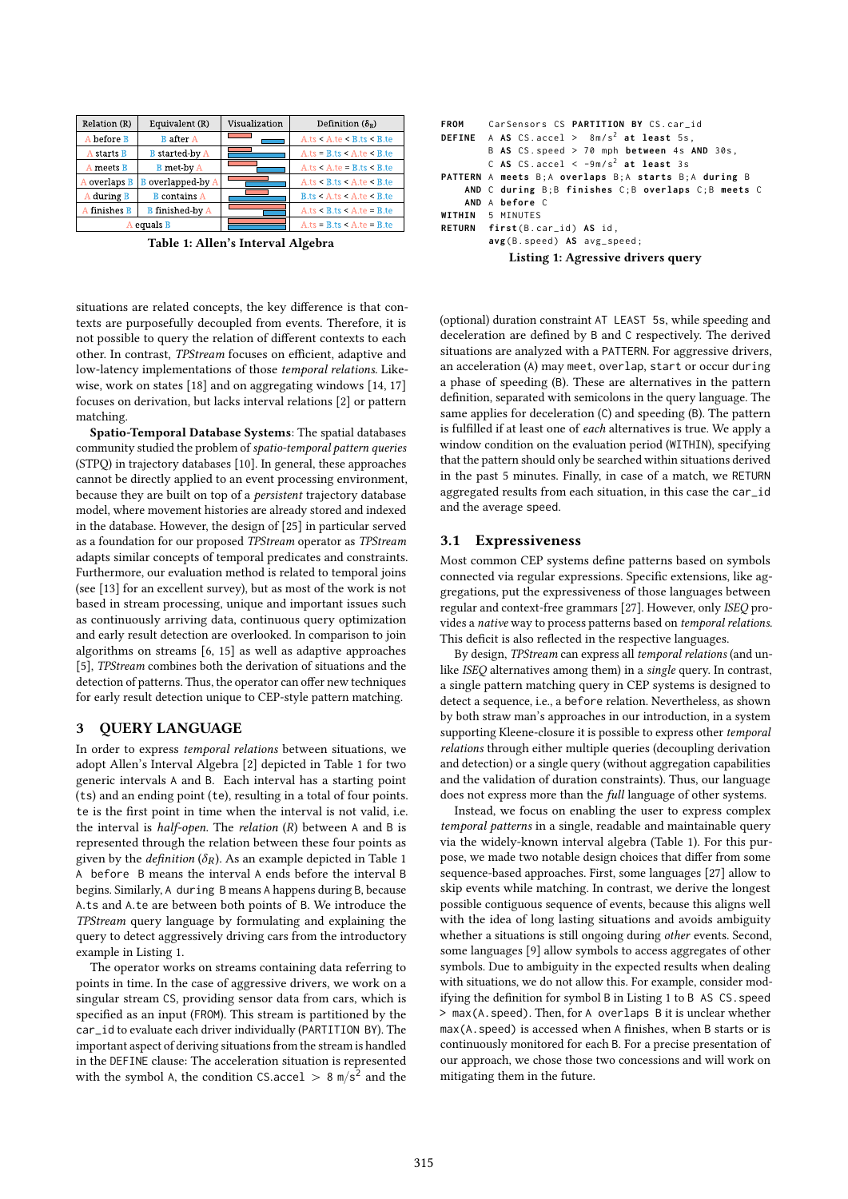| Relation (R) | Equivalent (R) | Visualization | Definition ($\delta_R$) |
|---|---|---|---|
| A before B | B after A | | A.ts < A.te < B.ts < B.te |
| A starts B | B started-by A | | A.ts = B.ts < A.te < B.te |
| A meets B | B met-by A | | A.ts < A.te = B.ts < B.te |
| A overlaps B | B overlapped-by A | | A.ts < B.ts < A.te < B.te |
| A during B | B contains A | | B.ts < A.ts < A.te < B.te |
| A finishes B | B finished-by A | | A.ts < B.ts < A.te = B.te |
| A equals B | | | A.ts = B.ts < A.te = B.te |

**Table 1: Allen's Interval Algebra**

```
FROM     CarSensors CS PARTITION BY CS.car_id
DEFINE   A AS CS.accel >  8m/s² at least 5s,
         B AS CS.speed > 70 mph between 4s AND 30s,
         C AS CS.accel < -9m/s² at least 3s
PATTERN  A meets B;A overlaps B;A starts B;A during B
    AND  C during B;B finishes C;B overlaps C;B meets C
    AND  A before C
WITHIN   5 MINUTES
RETURN   first(B.car_id) AS id,
         avg(B.speed) AS avg_speed;
```

**Listing 1: Agressive drivers query**

situations are related concepts, the key difference is that contexts are purposefully decoupled from events. Therefore, it is not possible to query the relation of different contexts to each other. In contrast, *TPStream* focuses on efficient, adaptive and low-latency implementations of those *temporal relations*. Likewise, work on states [18] and on aggregating windows [14, 17] focuses on derivation, but lacks interval relations [2] or pattern matching.

**Spatio-Temporal Database Systems**: The spatial databases community studied the problem of *spatio-temporal pattern queries* (STPQ) in trajectory databases [10]. In general, these approaches cannot be directly applied to an event processing environment, because they are built on top of a *persistent* trajectory database model, where movement histories are already stored and indexed in the database. However, the design of [25] in particular served as a foundation for our proposed *TPStream* operator as *TPStream* adapts similar concepts of temporal predicates and constraints. Furthermore, our evaluation method is related to temporal joins (see [13] for an excellent survey), but as most of the work is not based in stream processing, unique and important issues such as continuously arriving data, continuous query optimization and early result detection are overlooked. In comparison to join algorithms on streams [6, 15] as well as adaptive approaches [5], *TPStream* combines both the derivation of situations and the detection of patterns. Thus, the operator can offer new techniques for early result detection unique to CEP-style pattern matching.

## 3 QUERY LANGUAGE

In order to express *temporal relations* between situations, we adopt Allen's Interval Algebra [2] depicted in Table 1 for two generic intervals A and B. Each interval has a starting point (ts) and an ending point (te), resulting in a total of four points. te is the first point in time when the interval is not valid, i.e. the interval is *half-open*. The *relation* ($R$) between A and B is represented through the relation between these four points as given by the *definition* ($\delta_R$). As an example depicted in Table 1 A before B means the interval A ends before the interval B begins. Similarly, A during B means A happens during B, because A.ts and A.te are between both points of B. We introduce the *TPStream* query language by formulating and explaining the query to detect aggressively driving cars from the introductory example in Listing 1.

The operator works on streams containing data referring to points in time. In the case of aggressive drivers, we work on a singular stream CS, providing sensor data from cars, which is specified as an input (FROM). This stream is partitioned by the car_id to evaluate each driver individually (PARTITION BY). The important aspect of deriving situations from the stream is handled in the DEFINE clause: The acceleration situation is represented with the symbol A, the condition CS.accel > $8\ m/s^2$ and the (optional) duration constraint AT LEAST 5s, while speeding and deceleration are defined by B and C respectively. The derived situations are analyzed with a PATTERN. For aggressive drivers, an acceleration (A) may meet, overlap, start or occur during a phase of speeding (B). These are alternatives in the pattern definition, separated with semicolons in the query language. The same applies for deceleration (C) and speeding (B). The pattern is fulfilled if at least one of *each* alternatives is true. We apply a window condition on the evaluation period (WITHIN), specifying that the pattern should only be searched within situations derived in the past 5 minutes. Finally, in case of a match, we RETURN aggregated results from each situation, in this case the car_id and the average speed.

### 3.1 Expressiveness

Most common CEP systems define patterns based on symbols connected via regular expressions. Specific extensions, like aggregations, put the expressiveness of those languages between regular and context-free grammars [27]. However, only *ISEQ* provides a *native* way to process patterns based on *temporal relations*. This deficit is also reflected in the respective languages.

By design, *TPStream* can express all *temporal relations* (and unlike *ISEQ* alternatives among them) in a *single* query. In contrast, a single pattern matching query in CEP systems is designed to detect a sequence, i.e., a before relation. Nevertheless, as shown by both straw man's approaches in our introduction, in a system supporting Kleene-closure it is possible to express other *temporal relations* through either multiple queries (decoupling derivation and detection) or a single query (without aggregation capabilities and the validation of duration constraints). Thus, our language does not express more than the *full* language of other systems.

Instead, we focus on enabling the user to express complex *temporal patterns* in a single, readable and maintainable query via the widely-known interval algebra (Table 1). For this purpose, we made two notable design choices that differ from some sequence-based approaches. First, some languages [27] allow to skip events while matching. In contrast, we derive the longest possible contiguous sequence of events, because this aligns well with the idea of long lasting situations and avoids ambiguity whether a situations is still ongoing during *other* events. Second, some languages [9] allow symbols to access aggregates of other symbols. Due to ambiguity in the expected results when dealing with situations, we do not allow this. For example, consider modifying the definition for symbol B in Listing 1 to B AS CS.speed > max(A.speed). Then, for A overlaps B it is unclear whether max(A.speed) is accessed when A finishes, when B starts or is continuously monitored for each B. For a precise presentation of our approach, we chose those two concessions and will work on mitigating them in the future.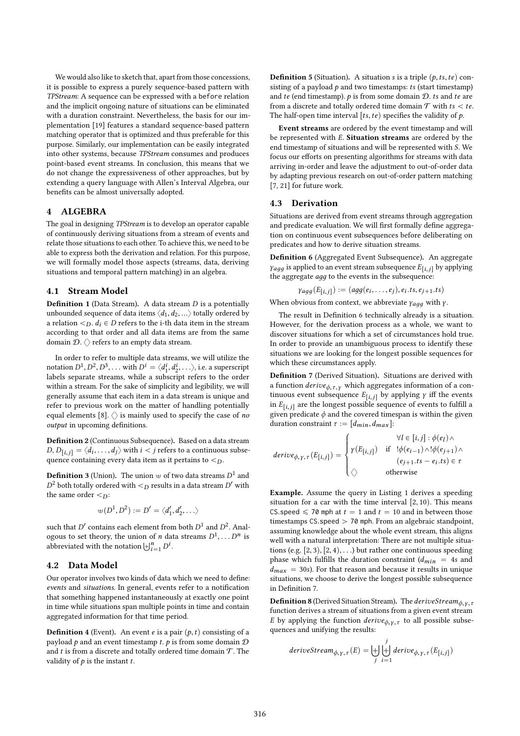We would also like to sketch that, apart from those concessions, it is possible to express a purely sequence-based pattern with *TPStream*: A sequence can be expressed with a `before` relation and the implicit ongoing nature of situations can be eliminated with a duration constraint. Nevertheless, the basis for our implementation [19] features a standard sequence-based pattern matching operator that is optimized and thus preferable for this purpose. Similarly, our implementation can be easily integrated into other systems, because *TPStream* consumes and produces point-based event streams. In conclusion, this means that we do not change the expressiveness of other approaches, but by extending a query language with Allen's Interval Algebra, our benefits can be almost universally adopted.

## 4 ALGEBRA

The goal in designing *TPStream* is to develop an operator capable of continuously deriving situations from a stream of events and relate those situations to each other. To achieve this, we need to be able to express both the derivation and relation. For this purpose, we will formally model those aspects (streams, data, deriving situations and temporal pattern matching) in an algebra.

### 4.1 Stream Model

**Definition 1** (Data Stream)**.** A data stream $D$ is a potentially unbounded sequence of data items $\langle d_1, d_2, ...\rangle$ totally ordered by a relation $<_D$. $d_i \in D$ refers to the i-th data item in the stream according to that order and all data items are from the same domain $\mathcal{D}$. $\langle\rangle$ refers to an empty data stream.

In order to refer to multiple data streams, we will utilize the notation $D^1, D^2, D^3, \ldots$ with $D^i = \langle d_1^i, d_2^i, \ldots\rangle$, i.e. a superscript labels separate streams, while a subscript refers to the order within a stream. For the sake of simplicity and legibility, we will generally assume that each item in a data stream is unique and refer to previous work on the matter of handling potentially equal elements [8]. $\langle\rangle$ is mainly used to specify the case of *no output* in upcoming definitions.

**Definition 2** (Continuous Subsequence)**.** Based on a data stream $D$, $D_{[i,j]} = \langle d_i, \ldots, d_j\rangle$ with $i < j$ refers to a continuous subsequence containing every data item as it pertains to $<_D$.

**Definition 3** (Union)**.** The union $\uplus$ of two data streams $D^1$ and $D^2$ both totally ordered with $<_D$ results in a data stream $D'$ with the same order $<_D$:

$$\uplus(D^1, D^2) := D' = \langle d_1', d_2', \ldots\rangle$$

such that $D'$ contains each element from both $D^1$ and $D^2$. Analogous to set theory, the union of $n$ data streams $D^1, \ldots D^n$ is abbreviated with the notation $\biguplus_{i=1}^{n} D^i$.

### 4.2 Data Model

Our operator involves two kinds of data which we need to define: *events* and *situations*. In general, events refer to a notification that something happened instantaneously at exactly one point in time while situations span multiple points in time and contain aggregated information for that time period.

**Definition 4** (Event)**.** An event $e$ is a pair $(p, t)$ consisting of a payload $p$ and an event timestamp $t$. $p$ is from some domain $\mathcal{D}$ and $t$ is from a discrete and totally ordered time domain $\mathcal{T}$. The validity of $p$ is the instant $t$.

**Definition 5** (Situation)**.** A situation $s$ is a triple $(p, ts, te)$ consisting of a payload $p$ and two timestamps: $ts$ (start timestamp) and $te$ (end timestamp). $p$ is from some domain $\mathcal{D}$. $ts$ and $te$ are from a discrete and totally ordered time domain $\mathcal{T}$ with $ts < te$. The half-open time interval $[ts, te)$ specifies the validity of $p$.

**Event streams** are ordered by the event timestamp and will be represented with $E$. **Situation streams** are ordered by the end timestamp of situations and will be represented with $S$. We focus our efforts on presenting algorithms for streams with data arriving in-order and leave the adjustment to out-of-order data by adapting previous research on out-of-order pattern matching [7, 21] for future work.

### 4.3 Derivation

Situations are derived from event streams through aggregation and predicate evaluation. We will first formally define aggregation on continuous event subsequences before deliberating on predicates and how to derive situation streams.

**Definition 6** (Aggregated Event Subsequence)**.** An aggregate $\gamma_{agg}$ is applied to an event stream subsequence $E_{[i,j]}$ by applying the aggregate $agg$ to the events in the subsequence:

$$\gamma_{agg}(E_{[i,j]}) := (agg(e_i, \ldots, e_j), e_i.ts, e_{j+1}.ts)$$

When obvious from context, we abbreviate $\gamma_{agg}$ with $\gamma$.

The result in Definition 6 technically already is a situation. However, for the derivation process as a whole, we want to discover situations for which a set of circumstances hold true. In order to provide an unambiguous process to identify these situations we are looking for the longest possible sequences for which these circumstances apply.

**Definition 7** (Derived Situation)**.** Situations are derived with a function $derive_{\phi,\tau,\gamma}$ which aggregates information of a continuous event subsequence $E_{[i,j]}$ by applying $\gamma$ iff the events in $E_{[i,j]}$ are the longest possible sequence of events to fulfill a given predicate $\phi$ and the covered timespan is within the given duration constraint $\tau := [d_{min}, d_{max}]$:

$$derive_{\phi,\gamma,\tau}(E_{[i,j]}) = \begin{cases} \gamma(E_{[i,j]}) & \text{if } \begin{array}{l} \forall l \in [i,j] : \phi(e_l) \wedge \\ !\phi(e_{i-1}) \wedge !\phi(e_{j+1}) \wedge \\ (e_{j+1}.ts - e_i.ts) \in \tau \end{array} \\ \langle\rangle & \text{otherwise} \end{cases}$$

**Example.** Assume the query in Listing 1 derives a speeding situation for a car with the time interval $[2, 10)$. This means `CS.speed` $\leqslant$ `70 mph` at $t = 1$ and $t = 10$ and in between those timestamps `CS.speed` $>$ `70 mph`. From an algebraic standpoint, assuming knowledge about the whole event stream, this aligns well with a natural interpretation: There are not multiple situations (e.g. $[2, 3)$, $[2, 4)$, ...) but rather one continuous speeding phase which fulfills the duration constraint ($d_{min} = 4s$ and $d_{max} = 30s$). For that reason and because it results in unique situations, we choose to derive the longest possible subsequence in Definition 7.

**Definition 8** (Derived Situation Stream)**.** The $deriveStream_{\phi,\gamma,\tau}$ function derives a stream of situations from a given event stream $E$ by applying the function $derive_{\phi,\gamma,\tau}$ to all possible subsequences and unifying the results:

$$deriveStream_{\phi,\gamma,\tau}(E) = \biguplus_{j} \biguplus_{i=1}^{j} derive_{\phi,\gamma,\tau}(E_{[i,j]})$$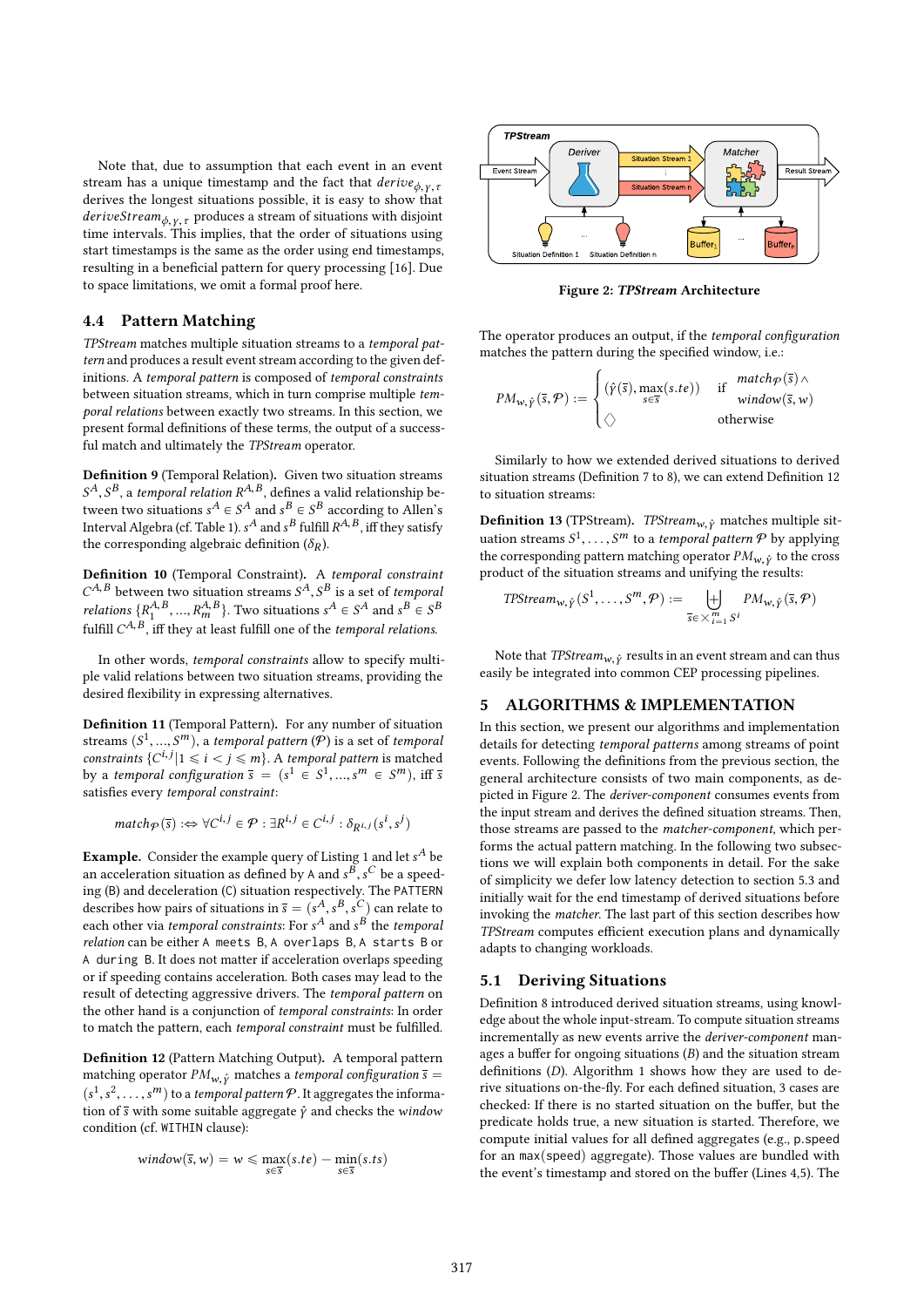Note that, due to assumption that each event in an event stream has a unique timestamp and the fact that $derive_{\phi,\gamma,\tau}$ derives the longest situations possible, it is easy to show that $deriveStream_{\phi,\gamma,\tau}$ produces a stream of situations with disjoint time intervals. This implies, that the order of situations using start timestamps is the same as the order using end timestamps, resulting in a beneficial pattern for query processing [16]. Due to space limitations, we omit a formal proof here.

## 4.4 Pattern Matching

*TPStream* matches multiple situation streams to a *temporal pattern* and produces a result event stream according to the given definitions. A *temporal pattern* is composed of *temporal constraints* between situation streams, which in turn comprise multiple *temporal relations* between exactly two streams. In this section, we present formal definitions of these terms, the output of a successful match and ultimately the *TPStream* operator.

**Definition 9** (Temporal Relation). Given two situation streams $S^A, S^B$, a *temporal relation* $R^{A,B}$, defines a valid relationship between two situations $s^A \in S^A$ and $s^B \in S^B$ according to Allen's Interval Algebra (cf. Table 1). $s^A$ and $s^B$ fulfill $R^{A,B}$, iff they satisfy the corresponding algebraic definition ($\delta_R$).

**Definition 10** (Temporal Constraint). A *temporal constraint* $C^{A,B}$ between two situation streams $S^A, S^B$ is a set of *temporal relations* $\{R_1^{A,B}, ..., R_m^{A,B}\}$. Two situations $s^A \in S^A$ and $s^B \in S^B$ fulfill $C^{A,B}$, iff they at least fulfill one of the *temporal relations*.

In other words, *temporal constraints* allow to specify multiple valid relations between two situation streams, providing the desired flexibility in expressing alternatives.

**Definition 11** (Temporal Pattern). For any number of situation streams $(S^1, ..., S^m)$, a *temporal pattern* ($\mathcal{P}$) is a set of *temporal constraints* $\{C^{i,j} | 1 \leqslant i < j \leqslant m\}$. A *temporal pattern* is matched by a *temporal configuration* $\bar{s} = (s^1 \in S^1, ..., s^m \in S^m)$, iff $\bar{s}$ satisfies every *temporal constraint*:

$$match_{\mathcal{P}}(\bar{s}) :\Leftrightarrow \forall C^{i,j} \in \mathcal{P} : \exists R^{i,j} \in C^{i,j} : \delta_{R^{i,j}}(s^i, s^j)$$

**Example.** Consider the example query of Listing 1 and let $s^A$ be an acceleration situation as defined by A and $s^B, s^C$ be a speeding (B) and deceleration (C) situation respectively. The PATTERN describes how pairs of situations in $\bar{s} = (s^A, s^B, s^C)$ can relate to each other via *temporal constraints*: For $s^A$ and $s^B$ the *temporal relation* can be either A meets B, A overlaps B, A starts B or A during B. It does not matter if acceleration overlaps speeding or if speeding contains acceleration. Both cases may lead to the result of detecting aggressive drivers. The *temporal pattern* on the other hand is a conjunction of *temporal constraints*: In order to match the pattern, each *temporal constraint* must be fulfilled.

**Definition 12** (Pattern Matching Output). A temporal pattern matching operator $PM_{w,\hat{\gamma}}$ matches a *temporal configuration* $\bar{s} = (s^1, s^2, \ldots, s^m)$ to a *temporal pattern* $\mathcal{P}$. It aggregates the information of $\bar{s}$ with some suitable aggregate $\hat{\gamma}$ and checks the *window* condition (cf. WITHIN clause):

$$window(\bar{s}, w) = w \leqslant \max_{s \in \bar{s}}(s.te) - \min_{s \in \bar{s}}(s.ts)$$

Figure 2: *TPStream* Architecture

The operator produces an output, if the *temporal configuration* matches the pattern during the specified window, i.e.:

$$PM_{w,\hat{\gamma}}(\bar{s}, \mathcal{P}) := \begin{cases} (\hat{\gamma}(\bar{s}), \max_{s \in \bar{s}}(s.te)) & \text{if} \quad match_{\mathcal{P}}(\bar{s}) \wedge window(\bar{s}, w) \\ \diamondsuit & \text{otherwise} \end{cases}$$

Similarly to how we extended derived situations to derived situation streams (Definition 7 to 8), we can extend Definition 12 to situation streams:

**Definition 13** (TPStream). $TPStream_{w,\hat{\gamma}}$ matches multiple situation streams $S^1, \ldots, S^m$ to a *temporal pattern* $\mathcal{P}$ by applying the corresponding pattern matching operator $PM_{w,\hat{\gamma}}$ to the cross product of the situation streams and unifying the results:

$$TPStream_{w,\hat{\gamma}}(S^1, \ldots, S^m, \mathcal{P}) := \biguplus_{\bar{s} \in \times_{i=1}^{m} S^i} PM_{w,\hat{\gamma}}(\bar{s}, \mathcal{P})$$

Note that $TPStream_{w,\hat{\gamma}}$ results in an event stream and can thus easily be integrated into common CEP processing pipelines.

# 5 ALGORITHMS & IMPLEMENTATION

In this section, we present our algorithms and implementation details for detecting *temporal patterns* among streams of point events. Following the definitions from the previous section, the general architecture consists of two main components, as depicted in Figure 2. The *deriver-component* consumes events from the input stream and derives the defined situation streams. Then, those streams are passed to the *matcher-component*, which performs the actual pattern matching. In the following two subsections we will explain both components in detail. For the sake of simplicity we defer low latency detection to section 5.3 and initially wait for the end timestamp of derived situations before invoking the *matcher*. The last part of this section describes how *TPStream* computes efficient execution plans and dynamically adapts to changing workloads.

## 5.1 Deriving Situations

Definition 8 introduced derived situation streams, using knowledge about the whole input-stream. To compute situation streams incrementally as new events arrive the *deriver-component* manages a buffer for ongoing situations ($B$) and the situation stream definitions ($D$). Algorithm 1 shows how they are used to derive situations on-the-fly. For each defined situation, 3 cases are checked: If there is no started situation on the buffer, but the predicate holds true, a new situation is started. Therefore, we compute initial values for all defined aggregates (e.g., p.speed for an max(speed) aggregate). Those values are bundled with the event's timestamp and stored on the buffer (Lines 4,5). The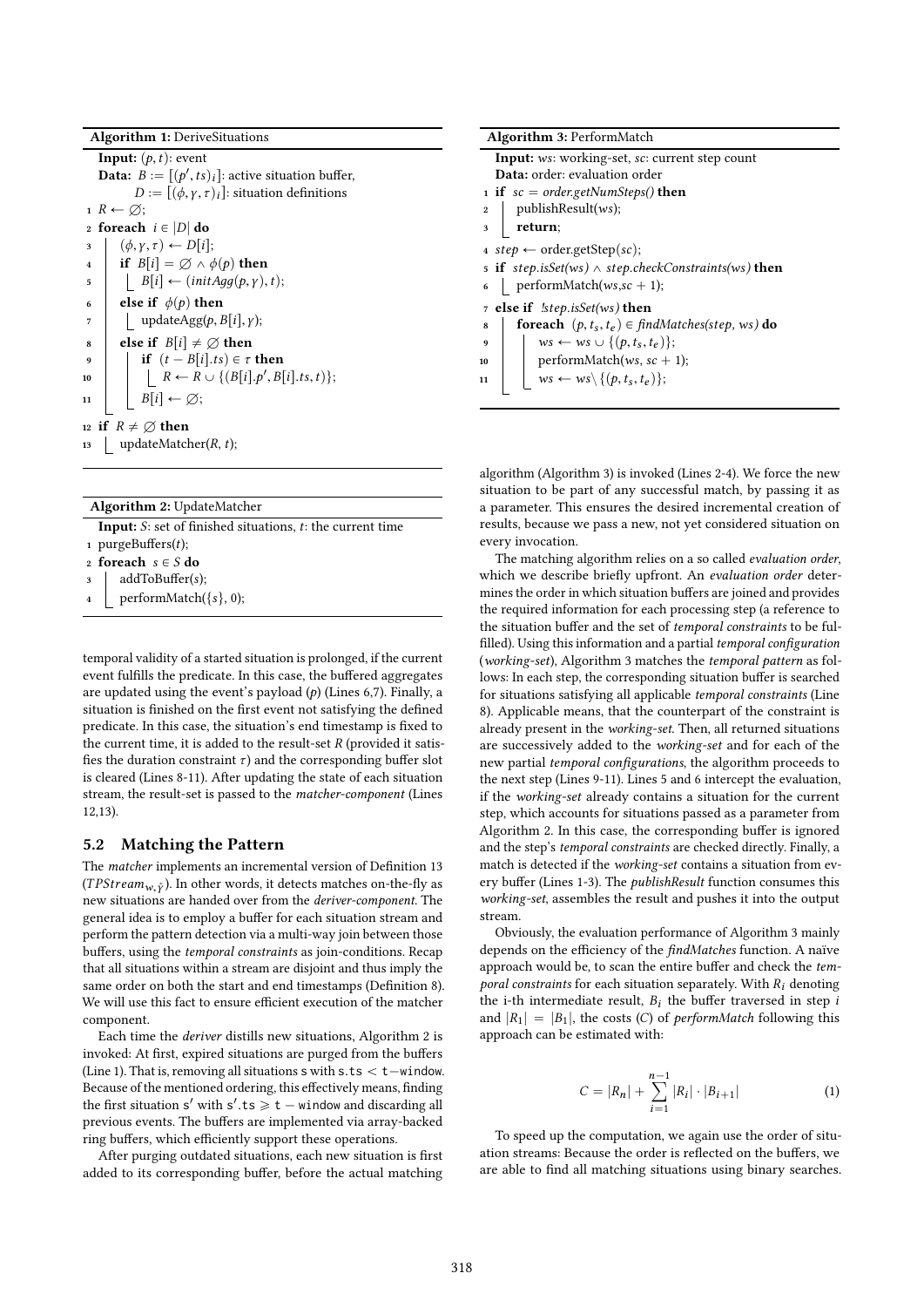**Algorithm 1:** DeriveSituations

```
Input: (p, t): event
Data: B := [(p', ts)_i]: active situation buffer,
      D := [(φ, γ, τ)_i]: situation definitions
1  R ← ∅;
2  foreach i ∈ |D| do
3      (φ, γ, τ) ← D[i];
4      if B[i] = ∅ ∧ φ(p) then
5          B[i] ← (initAgg(p, γ), t);
6      else if φ(p) then
7          updateAgg(p, B[i], γ);
8      else if B[i] ≠ ∅ then
9          if (t − B[i].ts) ∈ τ then
10             R ← R ∪ {(B[i].p', B[i].ts, t)};
11         B[i] ← ∅;
12 if R ≠ ∅ then
13     updateMatcher(R, t);
```

**Algorithm 2:** UpdateMatcher

```
Input: S: set of finished situations, t: the current time
1  purgeBuffers(t);
2  foreach s ∈ S do
3      addToBuffer(s);
4      performMatch({s}, 0);
```

temporal validity of a started situation is prolonged, if the current event fulfills the predicate. In this case, the buffered aggregates are updated using the event's payload ($p$) (Lines 6,7). Finally, a situation is finished on the first event not satisfying the defined predicate. In this case, the situation's end timestamp is fixed to the current time, it is added to the result-set $R$ (provided it satisfies the duration constraint $\tau$) and the corresponding buffer slot is cleared (Lines 8-11). After updating the state of each situation stream, the result-set is passed to the *matcher-component* (Lines 12,13).

## 5.2 Matching the Pattern

The *matcher* implements an incremental version of Definition 13 ($TPStream_{w,\hat{\gamma}}$). In other words, it detects matches on-the-fly as new situations are handed over from the *deriver-component*. The general idea is to employ a buffer for each situation stream and perform the pattern detection via a multi-way join between those buffers, using the *temporal constraints* as join-conditions. Recap that all situations within a stream are disjoint and thus imply the same order on both the start and end timestamps (Definition 8). We will use this fact to ensure efficient execution of the matcher component.

Each time the *deriver* distills new situations, Algorithm 2 is invoked: At first, expired situations are purged from the buffers (Line 1). That is, removing all situations `s` with `s.ts < t−window`. Because of the mentioned ordering, this effectively means, finding the first situation `s'` with `s'.ts ⩾ t − window` and discarding all previous events. The buffers are implemented via array-backed ring buffers, which efficiently support these operations.

After purging outdated situations, each new situation is first added to its corresponding buffer, before the actual matching

**Algorithm 3:** PerformMatch

```
Input: ws: working-set, sc: current step count
Data: order: evaluation order
1  if sc = order.getNumSteps() then
2      publishResult(ws);
3      return;
4  step ← order.getStep(sc);
5  if step.isSet(ws) ∧ step.checkConstraints(ws) then
6      performMatch(ws, sc + 1);
7  else if !step.isSet(ws) then
8      foreach (p, t_s, t_e) ∈ findMatches(step, ws) do
9          ws ← ws ∪ {(p, t_s, t_e)};
10         performMatch(ws, sc + 1);
11         ws ← ws \ {(p, t_s, t_e)};
```

algorithm (Algorithm 3) is invoked (Lines 2-4). We force the new situation to be part of any successful match, by passing it as a parameter. This ensures the desired incremental creation of results, because we pass a new, not yet considered situation on every invocation.

The matching algorithm relies on a so called *evaluation order*, which we describe briefly upfront. An *evaluation order* determines the order in which situation buffers are joined and provides the required information for each processing step (a reference to the situation buffer and the set of *temporal constraints* to be fulfilled). Using this information and a partial *temporal configuration* (*working-set*), Algorithm 3 matches the *temporal pattern* as follows: In each step, the corresponding situation buffer is searched for situations satisfying all applicable *temporal constraints* (Line 8). Applicable means, that the counterpart of the constraint is already present in the *working-set*. Then, all returned situations are successively added to the *working-set* and for each of the new partial *temporal configurations*, the algorithm proceeds to the next step (Lines 9-11). Lines 5 and 6 intercept the evaluation, if the *working-set* already contains a situation for the current step, which accounts for situations passed as a parameter from Algorithm 2. In this case, the corresponding buffer is ignored and the step's *temporal constraints* are checked directly. Finally, a match is detected if the *working-set* contains a situation from every buffer (Lines 1-3). The *publishResult* function consumes this *working-set*, assembles the result and pushes it into the output stream.

Obviously, the evaluation performance of Algorithm 3 mainly depends on the efficiency of the *findMatches* function. A naïve approach would be, to scan the entire buffer and check the *temporal constraints* for each situation separately. With $R_i$ denoting the i-th intermediate result, $B_i$ the buffer traversed in step $i$ and $|R_1| = |B_1|$, the costs ($C$) of *performMatch* following this approach can be estimated with:

$$C = |R_n| + \sum_{i=1}^{n-1} |R_i| \cdot |B_{i+1}| \tag{1}$$

To speed up the computation, we again use the order of situation streams: Because the order is reflected on the buffers, we are able to find all matching situations using binary searches.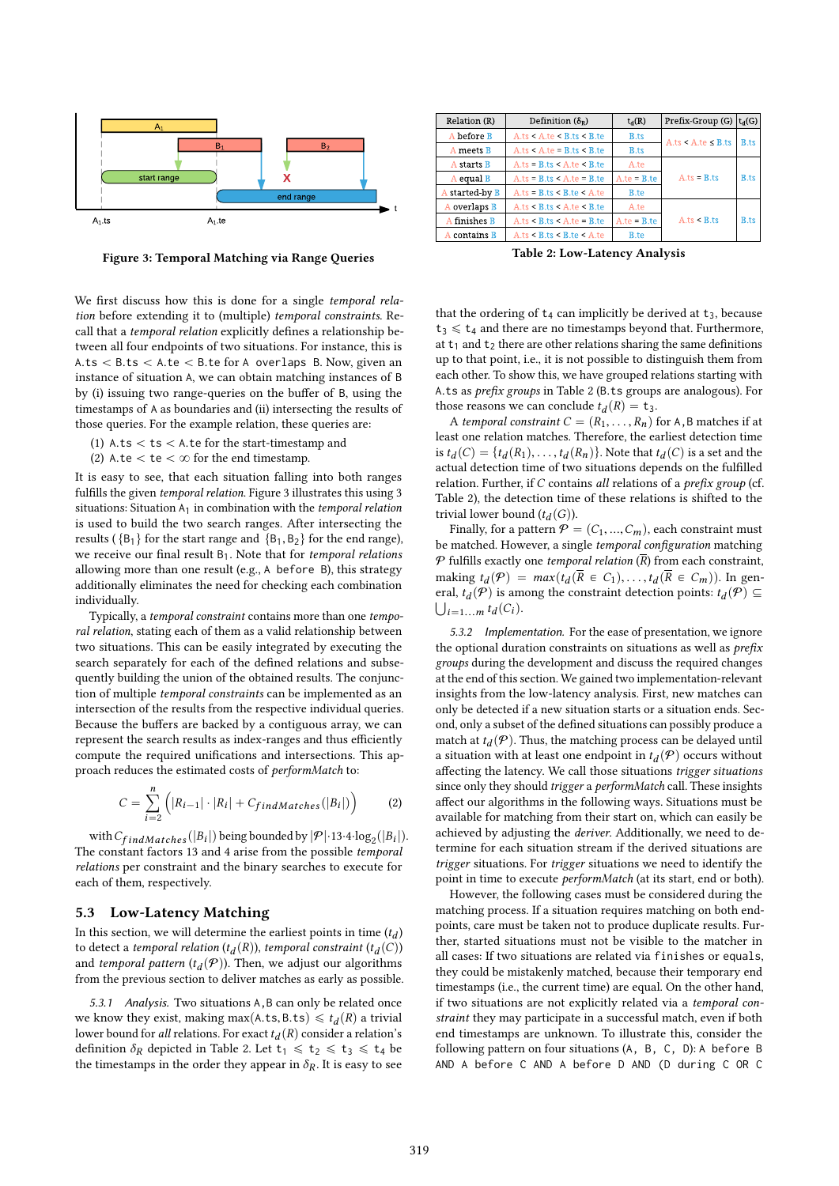Figure 3: Temporal Matching via Range Queries

| Relation (R) | Definition ($\delta_R$) | $t_d$(R) | Prefix-Group (G) | $t_d$(G) |
|---|---|---|---|---|
| A before B | A.ts < A.te < B.ts < B.te | B.ts | A.ts < A.te ≤ B.ts | B.ts |
| A meets B | A.ts < A.te = B.ts < B.te | B.ts | | |
| A starts B | A.ts = B.ts < A.te < B.te | A.te | A.ts = B.ts | B.ts |
| A equal B | A.ts = B.ts < A.te = B.te | A.te = B.te | | |
| A started-by B | A.ts = B.ts < B.te < A.te | B.te | | |
| A overlaps B | A.ts < B.ts < A.te < B.te | A.te | A.ts < B.ts | B.ts |
| A finishes B | A.ts < B.ts < A.te = B.te | A.te = B.te | | |
| A contains B | A.ts < B.ts < B.te < A.te | B.te | | |

Table 2: Low-Latency Analysis

We first discuss how this is done for a single *temporal relation* before extending it to (multiple) *temporal constraints*. Recall that a *temporal relation* explicitly defines a relationship between all four endpoints of two situations. For instance, this is A.ts < B.ts < A.te < B.te for A overlaps B. Now, given an instance of situation A, we can obtain matching instances of B by (i) issuing two range-queries on the buffer of B, using the timestamps of A as boundaries and (ii) intersecting the results of those queries. For the example relation, these queries are:

(1) A.ts < ts < A.te for the start-timestamp and
(2) A.te < te < $\infty$ for the end timestamp.

It is easy to see, that each situation falling into both ranges fulfills the given *temporal relation*. Figure 3 illustrates this using 3 situations: Situation $A_1$ in combination with the *temporal relation* is used to build the two search ranges. After intersecting the results ( $\{B_1\}$ for the start range and $\{B_1, B_2\}$ for the end range), we receive our final result $B_1$. Note that for *temporal relations* allowing more than one result (e.g., A before B), this strategy additionally eliminates the need for checking each combination individually.

Typically, a *temporal constraint* contains more than one *temporal relation*, stating each of them as a valid relationship between two situations. This can be easily integrated by executing the search separately for each of the defined relations and subsequently building the union of the obtained results. The conjunction of multiple *temporal constraints* can be implemented as an intersection of the results from the respective individual queries. Because the buffers are backed by a contiguous array, we can represent the search results as index-ranges and thus efficiently compute the required unifications and intersections. This approach reduces the estimated costs of *performMatch* to:

$$C = \sum_{i=2}^{n} \left( |R_{i-1}| \cdot |R_i| + C_{findMatches}(|B_i|) \right) \tag{2}$$

with $C_{findMatches}(|B_i|)$ being bounded by $|\mathcal{P}| \cdot 13 \cdot 4 \cdot \log_2(|B_i|)$. The constant factors 13 and 4 arise from the possible *temporal relations* per constraint and the binary searches to execute for each of them, respectively.

## 5.3 Low-Latency Matching

In this section, we will determine the earliest points in time ($t_d$) to detect a *temporal relation* ($t_d(R)$), *temporal constraint* ($t_d(C)$) and *temporal pattern* ($t_d(\mathcal{P})$). Then, we adjust our algorithms from the previous section to deliver matches as early as possible.

*5.3.1 Analysis.* Two situations A, B can only be related once we know they exist, making max(A.ts, B.ts) $\leqslant t_d(R)$ a trivial lower bound for *all* relations. For exact $t_d(R)$ consider a relation's definition $\delta_R$ depicted in Table 2. Let $t_1 \leqslant t_2 \leqslant t_3 \leqslant t_4$ be the timestamps in the order they appear in $\delta_R$. It is easy to see that the ordering of $t_4$ can implicitly be derived at $t_3$, because $t_3 \leqslant t_4$ and there are no timestamps beyond that. Furthermore, at $t_1$ and $t_2$ there are other relations sharing the same definitions up to that point, i.e., it is not possible to distinguish them from each other. To show this, we have grouped relations starting with A.ts as *prefix groups* in Table 2 (B.ts groups are analogous). For those reasons we can conclude $t_d(R) = t_3$.

A *temporal constraint* $C = (R_1, \ldots, R_n)$ for A, B matches if at least one relation matches. Therefore, the earliest detection time is $t_d(C) = \{t_d(R_1), \ldots, t_d(R_n)\}$. Note that $t_d(C)$ is a set and the actual detection time of two situations depends on the fulfilled relation. Further, if $C$ contains *all* relations of a *prefix group* (cf. Table 2), the detection time of these relations is shifted to the trivial lower bound ($t_d(G)$).

Finally, for a pattern $\mathcal{P} = (C_1, ..., C_m)$, each constraint must be matched. However, a single *temporal configuration* matching $\mathcal{P}$ fulfills exactly one *temporal relation* ($\overline{R}$) from each constraint, making $t_d(\mathcal{P}) = max(t_d(\overline{R} \in C_1), \ldots, t_d(\overline{R} \in C_m))$. In general, $t_d(\mathcal{P})$ is among the constraint detection points: $t_d(\mathcal{P}) \subseteq \bigcup_{i=1\ldots m} t_d(C_i)$.

*5.3.2 Implementation.* For the ease of presentation, we ignore the optional duration constraints on situations as well as *prefix groups* during the development and discuss the required changes at the end of this section. We gained two implementation-relevant insights from the low-latency analysis. First, new matches can only be detected if a new situation starts or a situation ends. Second, only a subset of the defined situations can possibly produce a match at $t_d(\mathcal{P})$. Thus, the matching process can be delayed until a situation with at least one endpoint in $t_d(\mathcal{P})$ occurs without affecting the latency. We call those situations *trigger situations* since only they should *trigger* a *performMatch* call. These insights affect our algorithms in the following ways. Situations must be available for matching from their start on, which can easily be achieved by adjusting the *deriver*. Additionally, we need to determine for each situation stream if the derived situations are *trigger* situations. For *trigger* situations we need to identify the point in time to execute *performMatch* (at its start, end or both).

However, the following cases must be considered during the matching process. If a situation requires matching on both endpoints, care must be taken not to produce duplicate results. Further, started situations must not be visible to the matcher in all cases: If two situations are related via finishes or equals, they could be mistakenly matched, because their temporary end timestamps (i.e., the current time) are equal. On the other hand, if two situations are not explicitly related via a *temporal constraint* they may participate in a successful match, even if both end timestamps are unknown. To illustrate this, consider the following pattern on four situations (A, B, C, D): A before B AND A before C AND A before D AND (D during C OR C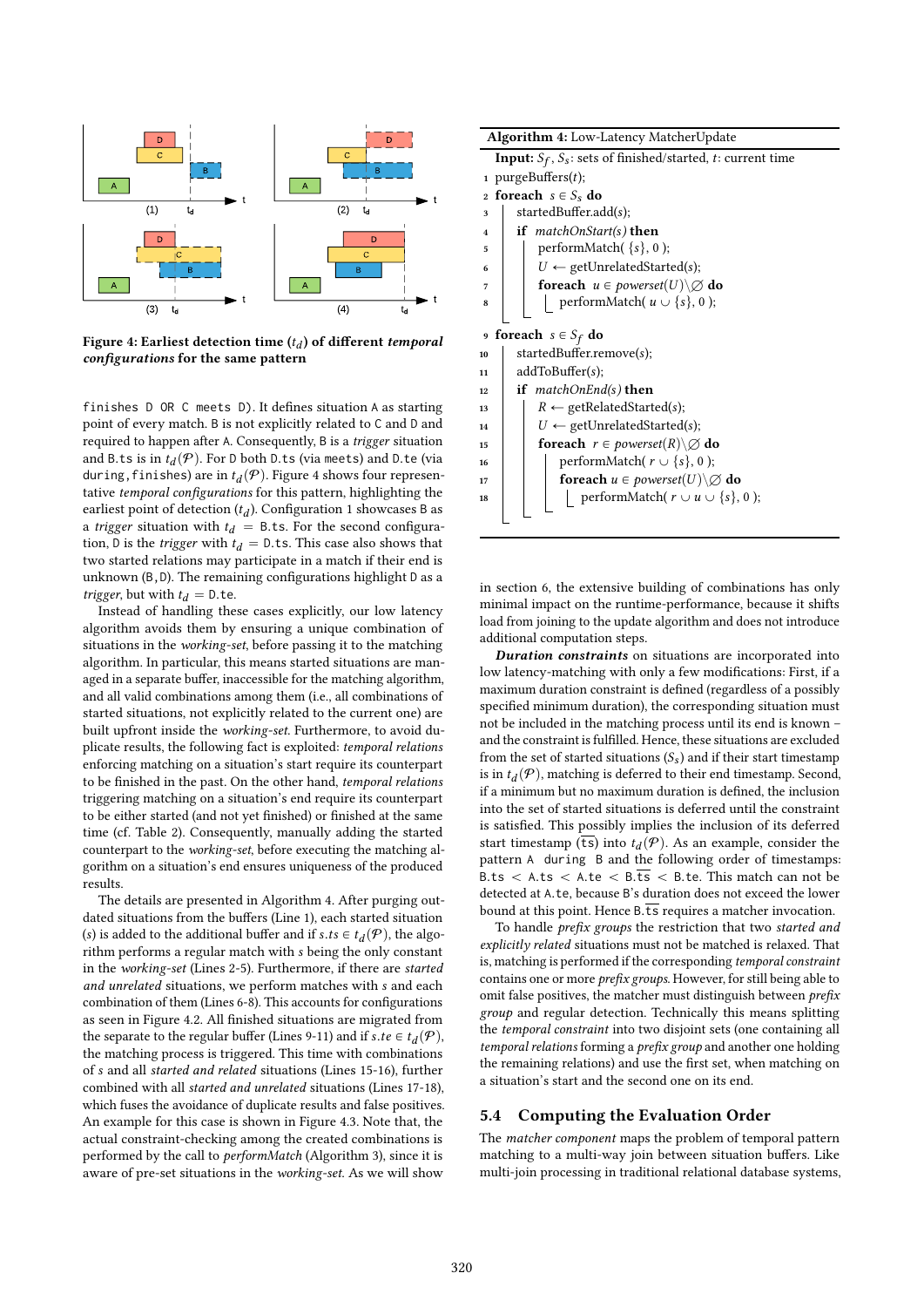Figure 4: Earliest detection time ($t_d$) of different *temporal configurations* for the same pattern

finishes D OR C meets D). It defines situation A as starting point of every match. B is not explicitly related to C and D and required to happen after A. Consequently, B is a *trigger* situation and B.ts is in $t_d(\mathcal{P})$. For D both D.ts (via meets) and D.te (via during, finishes) are in $t_d(\mathcal{P})$. Figure 4 shows four representative *temporal configurations* for this pattern, highlighting the earliest point of detection ($t_d$). Configuration 1 showcases B as a *trigger* situation with $t_d$ = B.ts. For the second configuration, D is the *trigger* with $t_d$ = D.ts. This case also shows that two started relations may participate in a match if their end is unknown (B, D). The remaining configurations highlight D as a *trigger*, but with $t_d$ = D.te.

Instead of handling these cases explicitly, our low latency algorithm avoids them by ensuring a unique combination of situations in the *working-set*, before passing it to the matching algorithm. In particular, this means started situations are managed in a separate buffer, inaccessible for the matching algorithm, and all valid combinations among them (i.e., all combinations of started situations, not explicitly related to the current one) are built upfront inside the *working-set*. Furthermore, to avoid duplicate results, the following fact is exploited: *temporal relations* enforcing matching on a situation's start require its counterpart to be finished in the past. On the other hand, *temporal relations* triggering matching on a situation's end require its counterpart to be either started (and not yet finished) or finished at the same time (cf. Table 2). Consequently, manually adding the started counterpart to the *working-set*, before executing the matching algorithm on a situation's end ensures uniqueness of the produced results.

The details are presented in Algorithm 4. After purging outdated situations from the buffers (Line 1), each started situation ($s$) is added to the additional buffer and if $s.ts \in t_d(\mathcal{P})$, the algorithm performs a regular match with $s$ being the only constant in the *working-set* (Lines 2-5). Furthermore, if there are *started and unrelated* situations, we perform matches with $s$ and each combination of them (Lines 6-8). This accounts for configurations as seen in Figure 4.2. All finished situations are migrated from the separate to the regular buffer (Lines 9-11) and if $s.te \in t_d(\mathcal{P})$, the matching process is triggered. This time with combinations of $s$ and all *started and related* situations (Lines 15-16), further combined with all *started and unrelated* situations (Lines 17-18), which fuses the avoidance of duplicate results and false positives. An example for this case is shown in Figure 4.3. Note that, the actual constraint-checking among the created combinations is performed by the call to *performMatch* (Algorithm 3), since it is aware of pre-set situations in the *working-set*. As we will show

**Algorithm 4:** Low-Latency MatcherUpdate

```
   Input: S_f, S_s: sets of finished/started, t: current time
1  purgeBuffers(t);
2  foreach s ∈ S_s do
3      startedBuffer.add(s);
4      if matchOnStart(s) then
5          performMatch( {s}, 0 );
6          U ← getUnrelatedStarted(s);
7          foreach u ∈ powerset(U)\∅ do
8              performMatch( u ∪ {s}, 0 );
9  foreach s ∈ S_f do
10     startedBuffer.remove(s);
11     addToBuffer(s);
12     if matchOnEnd(s) then
13         R ← getRelatedStarted(s);
14         U ← getUnrelatedStarted(s);
15         foreach r ∈ powerset(R)\∅ do
16             performMatch( r ∪ {s}, 0 );
17             foreach u ∈ powerset(U)\∅ do
18                 performMatch( r ∪ u ∪ {s}, 0 );
```

in section 6, the extensive building of combinations has only minimal impact on the runtime-performance, because it shifts load from joining to the update algorithm and does not introduce additional computation steps.

***Duration constraints*** on situations are incorporated into low latency-matching with only a few modifications: First, if a maximum duration constraint is defined (regardless of a possibly specified minimum duration), the corresponding situation must not be included in the matching process until its end is known – and the constraint is fulfilled. Hence, these situations are excluded from the set of started situations ($S_s$) and if their start timestamp is in $t_d(\mathcal{P})$, matching is deferred to their end timestamp. Second, if a minimum but no maximum duration is defined, the inclusion into the set of started situations is deferred until the constraint is satisfied. This possibly implies the inclusion of its deferred start timestamp ($\overline{\text{ts}}$) into $t_d(\mathcal{P})$. As an example, consider the pattern A during B and the following order of timestamps: B.ts < A.ts < A.te < B.$\overline{\text{ts}}$ < B.te. This match can not be detected at A.te, because B's duration does not exceed the lower bound at this point. Hence B.$\overline{\text{ts}}$ requires a matcher invocation.

To handle *prefix groups* the restriction that two *started and explicitly related* situations must not be matched is relaxed. That is, matching is performed if the corresponding *temporal constraint* contains one or more *prefix groups*. However, for still being able to omit false positives, the matcher must distinguish between *prefix group* and regular detection. Technically this means splitting the *temporal constraint* into two disjoint sets (one containing all *temporal relations* forming a *prefix group* and another one holding the remaining relations) and use the first set, when matching on a situation's start and the second one on its end.

## 5.4 Computing the Evaluation Order

The *matcher component* maps the problem of temporal pattern matching to a multi-way join between situation buffers. Like multi-join processing in traditional relational database systems,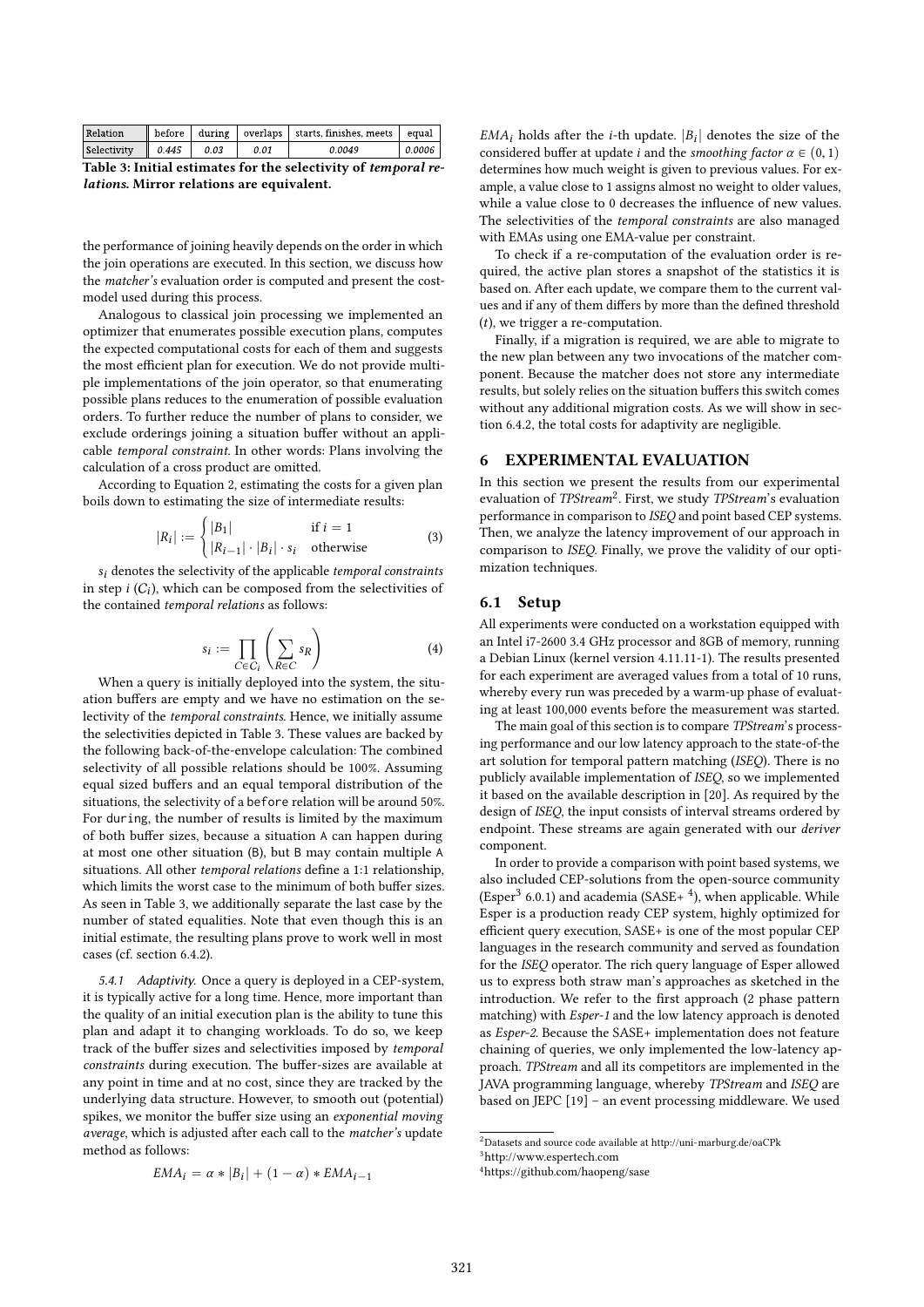| Relation | before | during | overlaps | starts, finishes, meets | equal |
|---|---|---|---|---|---|
| Selectivity | 0.445 | 0.03 | 0.01 | 0.0049 | 0.0006 |

**Table 3: Initial estimates for the selectivity of *temporal relations*. Mirror relations are equivalent.**

the performance of joining heavily depends on the order in which the join operations are executed. In this section, we discuss how the *matcher's* evaluation order is computed and present the cost-model used during this process.

Analogous to classical join processing we implemented an optimizer that enumerates possible execution plans, computes the expected computational costs for each of them and suggests the most efficient plan for execution. We do not provide multiple implementations of the join operator, so that enumerating possible plans reduces to the enumeration of possible evaluation orders. To further reduce the number of plans to consider, we exclude orderings joining a situation buffer without an applicable *temporal constraint*. In other words: Plans involving the calculation of a cross product are omitted.

According to Equation 2, estimating the costs for a given plan boils down to estimating the size of intermediate results:

$$|R_i| := \begin{cases} |B_1| & \text{if } i = 1 \\ |R_{i-1}| \cdot |B_i| \cdot s_i & \text{otherwise} \end{cases} \tag{3}$$

$s_i$ denotes the selectivity of the applicable *temporal constraints* in step $i$ ($C_i$), which can be composed from the selectivities of the contained *temporal relations* as follows:

$$s_i := \prod_{C \in C_i} \left( \sum_{R \in C} s_R \right) \tag{4}$$

When a query is initially deployed into the system, the situation buffers are empty and we have no estimation on the selectivity of the *temporal constraints*. Hence, we initially assume the selectivities depicted in Table 3. These values are backed by the following back-of-the-envelope calculation: The combined selectivity of all possible relations should be 100%. Assuming equal sized buffers and an equal temporal distribution of the situations, the selectivity of a `before` relation will be around 50%. For `during`, the number of results is limited by the maximum of both buffer sizes, because a situation `A` can happen during at most one other situation (`B`), but `B` may contain multiple `A` situations. All other *temporal relations* define a 1:1 relationship, which limits the worst case to the minimum of both buffer sizes. As seen in Table 3, we additionally separate the last case by the number of stated equalities. Note that even though this is an initial estimate, the resulting plans prove to work well in most cases (cf. section 6.4.2).

#### 5.4.1 Adaptivity.

Once a query is deployed in a CEP-system, it is typically active for a long time. Hence, more important than the quality of an initial execution plan is the ability to tune this plan and adapt it to changing workloads. To do so, we keep track of the buffer sizes and selectivities imposed by *temporal constraints* during execution. The buffer-sizes are available at any point in time and at no cost, since they are tracked by the underlying data structure. However, to smooth out (potential) spikes, we monitor the buffer size using an *exponential moving average*, which is adjusted after each call to the *matcher's* update method as follows:

$$EMA_i = \alpha * |B_i| + (1 - \alpha) * EMA_{i-1}$$

$EMA_i$ holds after the $i$-th update. $|B_i|$ denotes the size of the considered buffer at update $i$ and the *smoothing factor* $\alpha \in (0, 1)$ determines how much weight is given to previous values. For example, a value close to 1 assigns almost no weight to older values, while a value close to 0 decreases the influence of new values. The selectivities of the *temporal constraints* are also managed with EMAs using one EMA-value per constraint.

To check if a re-computation of the evaluation order is required, the active plan stores a snapshot of the statistics it is based on. After each update, we compare them to the current values and if any of them differs by more than the defined threshold ($t$), we trigger a re-computation.

Finally, if a migration is required, we are able to migrate to the new plan between any two invocations of the matcher component. Because the matcher does not store any intermediate results, but solely relies on the situation buffers this switch comes without any additional migration costs. As we will show in section 6.4.2, the total costs for adaptivity are negligible.

## 6 EXPERIMENTAL EVALUATION

In this section we present the results from our experimental evaluation of *TPStream*[2]. First, we study *TPStream*'s evaluation performance in comparison to *ISEQ* and point based CEP systems. Then, we analyze the latency improvement of our approach in comparison to *ISEQ*. Finally, we prove the validity of our optimization techniques.

### 6.1 Setup

All experiments were conducted on a workstation equipped with an Intel i7-2600 3.4 GHz processor and 8GB of memory, running a Debian Linux (kernel version 4.11.11-1). The results presented for each experiment are averaged values from a total of 10 runs, whereby every run was preceded by a warm-up phase of evaluating at least 100,000 events before the measurement was started.

The main goal of this section is to compare *TPStream*'s processing performance and our low latency approach to the state-of-the art solution for temporal pattern matching (*ISEQ*). There is no publicly available implementation of *ISEQ*, so we implemented it based on the available description in [20]. As required by the design of *ISEQ*, the input consists of interval streams ordered by endpoint. These streams are again generated with our *deriver* component.

In order to provide a comparison with point based systems, we also included CEP-solutions from the open-source community (Esper[3] 6.0.1) and academia (SASE+ [4]), when applicable. While Esper is a production ready CEP system, highly optimized for efficient query execution, SASE+ is one of the most popular CEP languages in the research community and served as foundation for the *ISEQ* operator. The rich query language of Esper allowed us to express both straw man's approaches as sketched in the introduction. We refer to the first approach (2 phase pattern matching) with *Esper-1* and the low latency approach is denoted as *Esper-2*. Because the SASE+ implementation does not feature chaining of queries, we only implemented the low-latency approach. *TPStream* and all its competitors are implemented in the JAVA programming language, whereby *TPStream* and *ISEQ* are based on JEPC [19] – an event processing middleware. We used

[2] Datasets and source code available at http://uni-marburg.de/oaCPk

[3] http://www.espertech.com

[4] https://github.com/haopeng/sase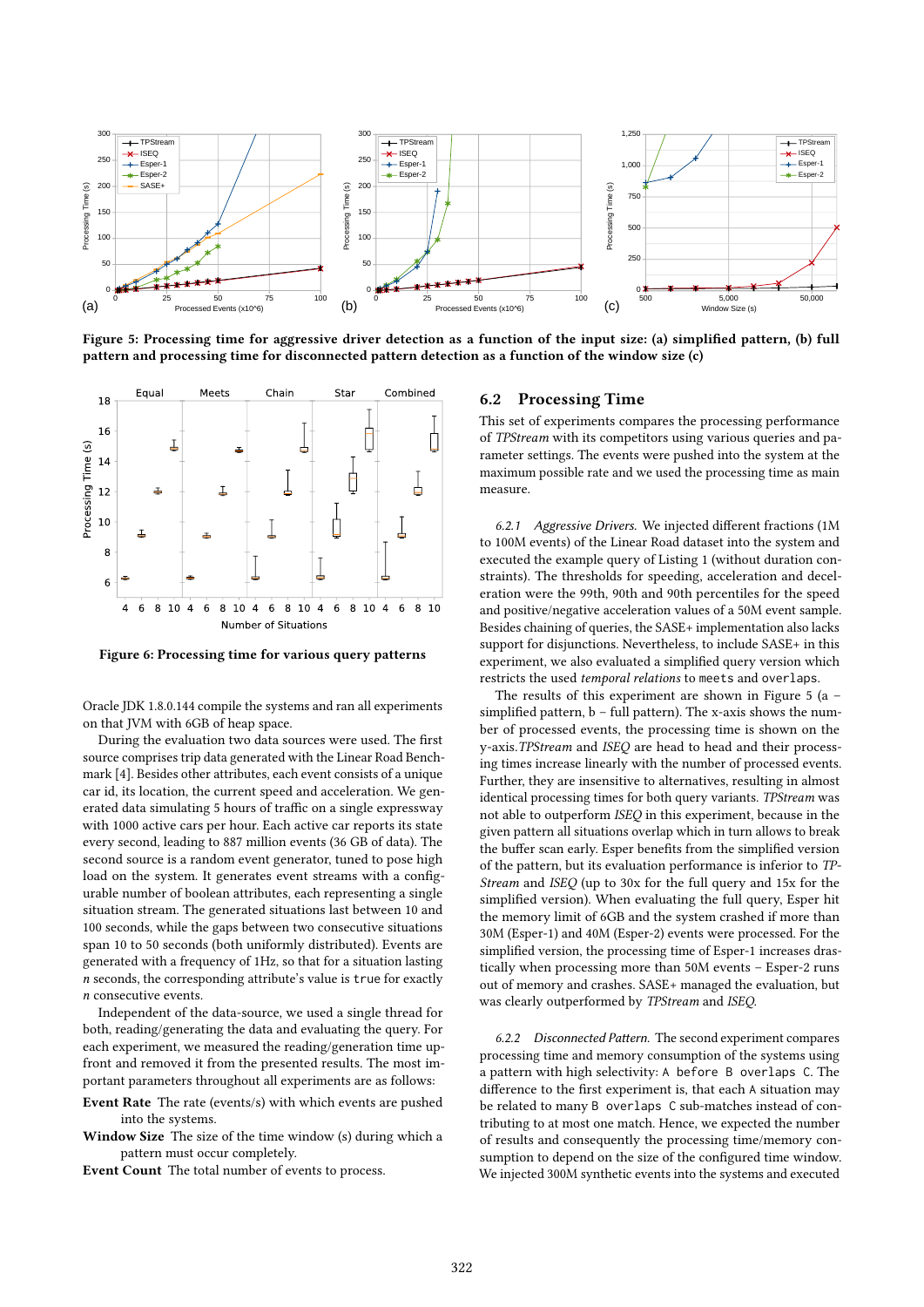**Figure 5: Processing time for aggressive driver detection as a function of the input size: (a) simplified pattern, (b) full pattern and processing time for disconnected pattern detection as a function of the window size (c)**

**Figure 6: Processing time for various query patterns**

Oracle JDK 1.8.0.144 compile the systems and ran all experiments on that JVM with 6GB of heap space.

During the evaluation two data sources were used. The first source comprises trip data generated with the Linear Road Benchmark [4]. Besides other attributes, each event consists of a unique car id, its location, the current speed and acceleration. We generated data simulating 5 hours of traffic on a single expressway with 1000 active cars per hour. Each active car reports its state every second, leading to 887 million events (36 GB of data). The second source is a random event generator, tuned to pose high load on the system. It generates event streams with a configurable number of boolean attributes, each representing a single situation stream. The generated situations last between 10 and 100 seconds, while the gaps between two consecutive situations span 10 to 50 seconds (both uniformly distributed). Events are generated with a frequency of 1Hz, so that for a situation lasting *n* seconds, the corresponding attribute's value is true for exactly *n* consecutive events.

Independent of the data-source, we used a single thread for both, reading/generating the data and evaluating the query. For each experiment, we measured the reading/generation time upfront and removed it from the presented results. The most important parameters throughout all experiments are as follows:

**Event Rate** The rate (events/s) with which events are pushed into the systems.

**Window Size** The size of the time window (s) during which a pattern must occur completely.

**Event Count** The total number of events to process.

## 6.2 Processing Time

This set of experiments compares the processing performance of *TPStream* with its competitors using various queries and parameter settings. The events were pushed into the system at the maximum possible rate and we used the processing time as main measure.

*6.2.1 Aggressive Drivers.* We injected different fractions (1M to 100M events) of the Linear Road dataset into the system and executed the example query of Listing 1 (without duration constraints). The thresholds for speeding, acceleration and deceleration were the 99th, 90th and 90th percentiles for the speed and positive/negative acceleration values of a 50M event sample. Besides chaining of queries, the SASE+ implementation also lacks support for disjunctions. Nevertheless, to include SASE+ in this experiment, we also evaluated a simplified query version which restricts the used *temporal relations* to `meets` and `overlaps`.

The results of this experiment are shown in Figure 5 (a – simplified pattern, b – full pattern). The x-axis shows the number of processed events, the processing time is shown on the y-axis. *TPStream* and *ISEQ* are head to head and their processing times increase linearly with the number of processed events. Further, they are insensitive to alternatives, resulting in almost identical processing times for both query variants. *TPStream* was not able to outperform *ISEQ* in this experiment, because in the given pattern all situations overlap which in turn allows to break the buffer scan early. Esper benefits from the simplified version of the pattern, but its evaluation performance is inferior to *TPStream* and *ISEQ* (up to 30x for the full query and 15x for the simplified version). When evaluating the full query, Esper hit the memory limit of 6GB and the system crashed if more than 30M (Esper-1) and 40M (Esper-2) events were processed. For the simplified version, the processing time of Esper-1 increases drastically when processing more than 50M events – Esper-2 runs out of memory and crashes. SASE+ managed the evaluation, but was clearly outperformed by *TPStream* and *ISEQ*.

*6.2.2 Disconnected Pattern.* The second experiment compares processing time and memory consumption of the systems using a pattern with high selectivity: `A before B overlaps C`. The difference to the first experiment is, that each `A` situation may be related to many `B overlaps C` sub-matches instead of contributing to at most one match. Hence, we expected the number of results and consequently the processing time/memory consumption to depend on the size of the configured time window. We injected 300M synthetic events into the systems and executed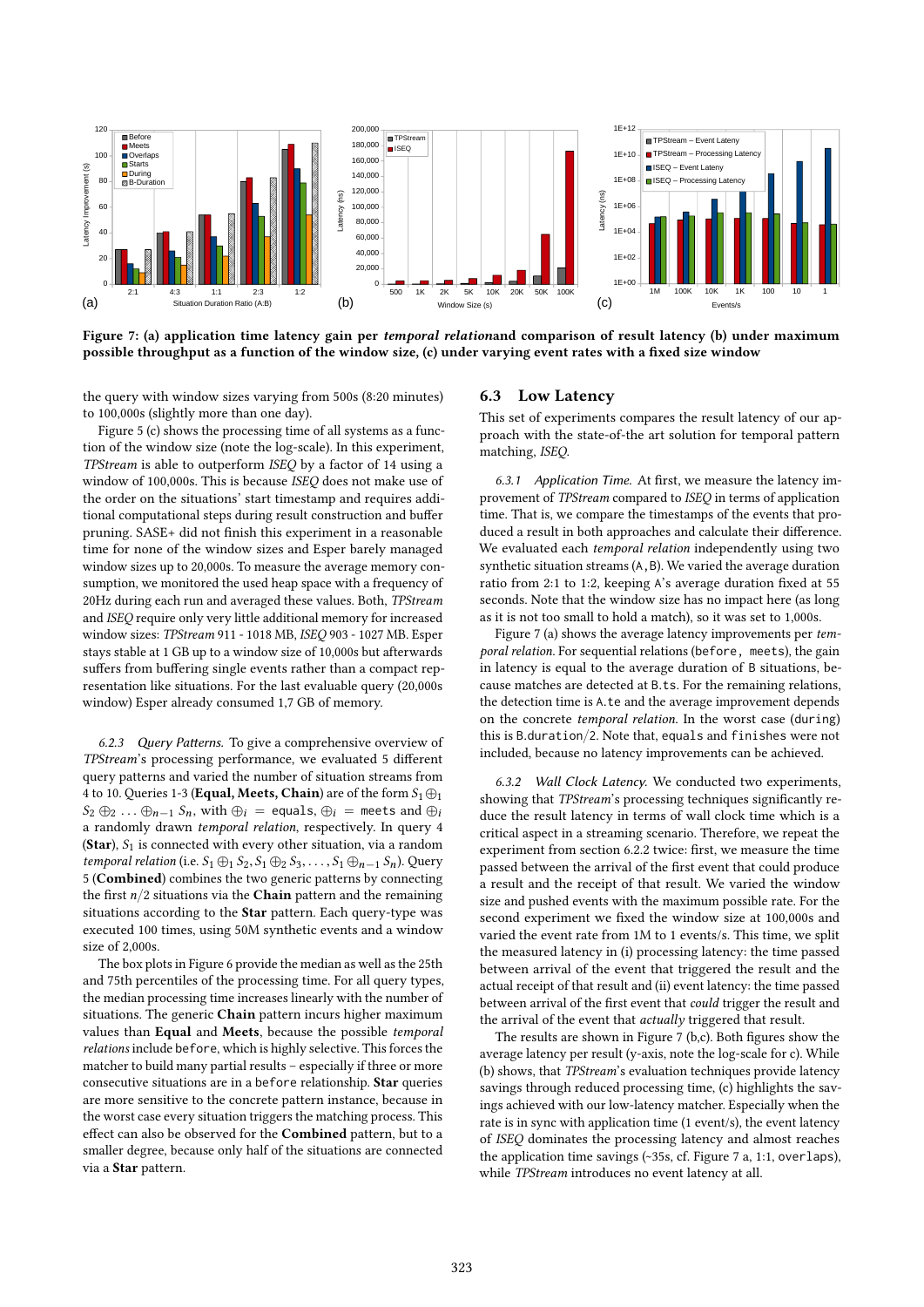**Figure 7: (a) application time latency gain per *temporal relation*and comparison of result latency (b) under maximum possible throughput as a function of the window size, (c) under varying event rates with a fixed size window**

the query with window sizes varying from 500s (8:20 minutes) to 100,000s (slightly more than one day).

Figure 5 (c) shows the processing time of all systems as a function of the window size (note the log-scale). In this experiment, *TPStream* is able to outperform *ISEQ* by a factor of 14 using a window of 100,000s. This is because *ISEQ* does not make use of the order on the situations' start timestamp and requires additional computational steps during result construction and buffer pruning. SASE+ did not finish this experiment in a reasonable time for none of the window sizes and Esper barely managed window sizes up to 20,000s. To measure the average memory consumption, we monitored the used heap space with a frequency of 20Hz during each run and averaged these values. Both, *TPStream* and *ISEQ* require only very little additional memory for increased window sizes: *TPStream* 911 - 1018 MB, *ISEQ* 903 - 1027 MB. Esper stays stable at 1 GB up to a window size of 10,000s but afterwards suffers from buffering single events rather than a compact representation like situations. For the last evaluable query (20,000s window) Esper already consumed 1,7 GB of memory.

*6.2.3 Query Patterns.* To give a comprehensive overview of *TPStream*'s processing performance, we evaluated 5 different query patterns and varied the number of situation streams from 4 to 10. Queries 1-3 (**Equal, Meets, Chain**) are of the form $S_1 \oplus_1 S_2 \oplus_2 \ldots \oplus_{n-1} S_n$, with $\oplus_i$ = `equals`, $\oplus_i$ = `meets` and $\oplus_i$ a randomly drawn *temporal relation*, respectively. In query 4 (**Star**), $S_1$ is connected with every other situation, via a random *temporal relation* (i.e. $S_1 \oplus_1 S_2, S_1 \oplus_2 S_3, \ldots, S_1 \oplus_{n-1} S_n$). Query 5 (**Combined**) combines the two generic patterns by connecting the first $n/2$ situations via the **Chain** pattern and the remaining situations according to the **Star** pattern. Each query-type was executed 100 times, using 50M synthetic events and a window size of 2,000s.

The box plots in Figure 6 provide the median as well as the 25th and 75th percentiles of the processing time. For all query types, the median processing time increases linearly with the number of situations. The generic **Chain** pattern incurs higher maximum values than **Equal** and **Meets**, because the possible *temporal relations* include `before`, which is highly selective. This forces the matcher to build many partial results – especially if three or more consecutive situations are in a `before` relationship. **Star** queries are more sensitive to the concrete pattern instance, because in the worst case every situation triggers the matching process. This effect can also be observed for the **Combined** pattern, but to a smaller degree, because only half of the situations are connected via a **Star** pattern.

## 6.3 Low Latency

This set of experiments compares the result latency of our approach with the state-of-the art solution for temporal pattern matching, *ISEQ*.

*6.3.1 Application Time.* At first, we measure the latency improvement of *TPStream* compared to *ISEQ* in terms of application time. That is, we compare the timestamps of the events that produced a result in both approaches and calculate their difference. We evaluated each *temporal relation* independently using two synthetic situation streams (`A`,`B`). We varied the average duration ratio from 2:1 to 1:2, keeping `A`'s average duration fixed at 55 seconds. Note that the window size has no impact here (as long as it is not too small to hold a match), so it was set to 1,000s.

Figure 7 (a) shows the average latency improvements per *temporal relation*. For sequential relations (`before, meets`), the gain in latency is equal to the average duration of `B` situations, because matches are detected at `B.ts`. For the remaining relations, the detection time is `A.te` and the average improvement depends on the concrete *temporal relation*. In the worst case (`during`) this is `B.duration/2`. Note that, `equals` and `finishes` were not included, because no latency improvements can be achieved.

*6.3.2 Wall Clock Latency.* We conducted two experiments, showing that *TPStream*'s processing techniques significantly reduce the result latency in terms of wall clock time which is a critical aspect in a streaming scenario. Therefore, we repeat the experiment from section 6.2.2 twice: first, we measure the time passed between the arrival of the first event that could produce a result and the receipt of that result. We varied the window size and pushed events with the maximum possible rate. For the second experiment we fixed the window size at 100,000s and varied the event rate from 1M to 1 events/s. This time, we split the measured latency in (i) processing latency: the time passed between arrival of the event that triggered the result and the actual receipt of that result and (ii) event latency: the time passed between arrival of the first event that *could* trigger the result and the arrival of the event that *actually* triggered that result.

The results are shown in Figure 7 (b,c). Both figures show the average latency per result (y-axis, note the log-scale for c). While (b) shows, that *TPStream*'s evaluation techniques provide latency savings through reduced processing time, (c) highlights the savings achieved with our low-latency matcher. Especially when the rate is in sync with application time (1 event/s), the event latency of *ISEQ* dominates the processing latency and almost reaches the application time savings (~35s, cf. Figure 7 a, 1:1, `overlaps`), while *TPStream* introduces no event latency at all.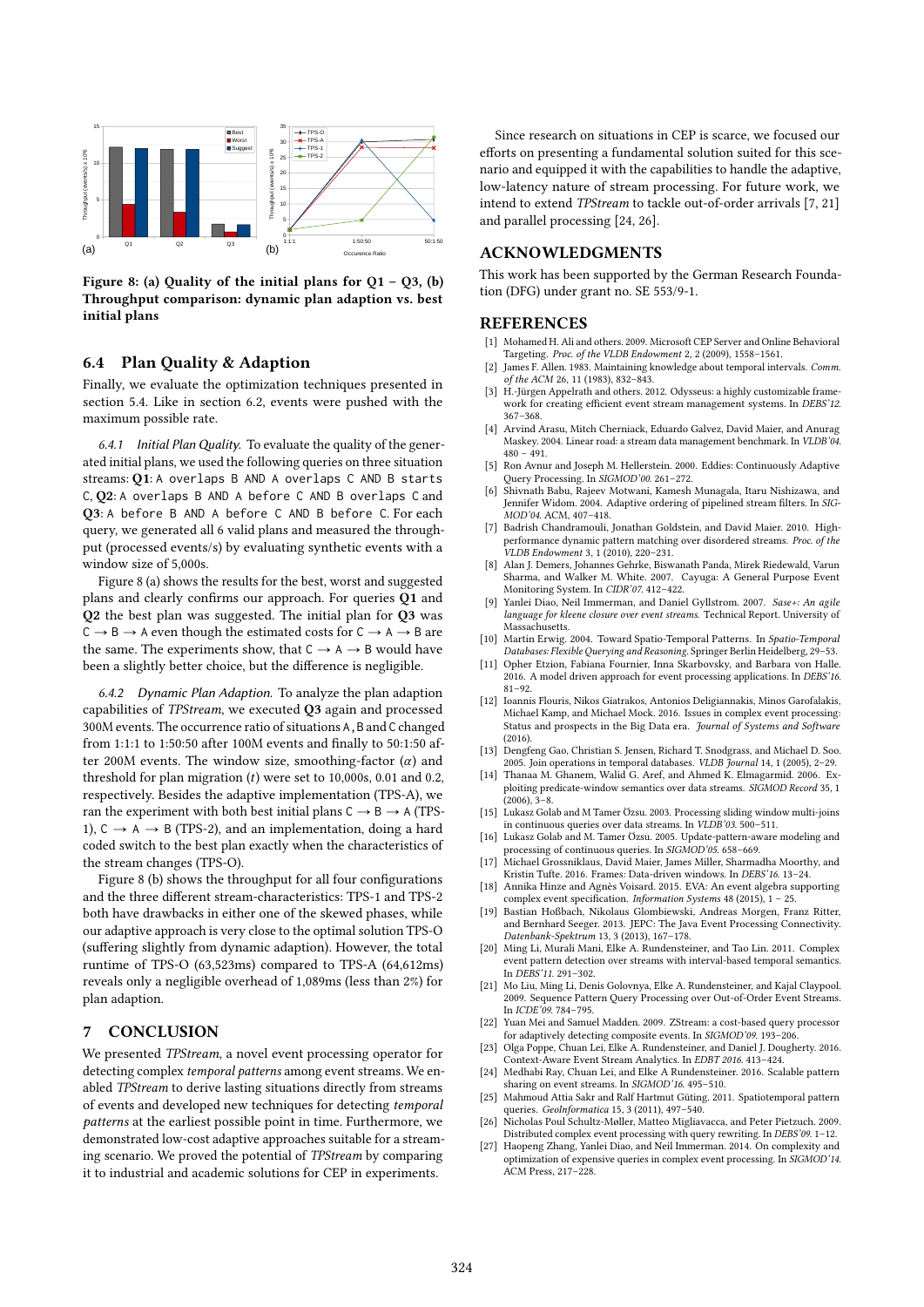15

Best
Worst
Suggest

Throughput (events/s) x 10^5

10

5

0

Q1 Q2 Q3

(a)

35

TPS-O
TPS-A
TPS-1
TPS-2

30

25

20

15

10

5

0

Throughput (events/s) x 10^5

1:1:1 1:50:50 50:1:50

Occurence Ratio

(b)

**Figure 8: (a) Quality of the initial plans for Q1 – Q3, (b) Throughput comparison: dynamic plan adaption vs. best initial plans**

## 6.4 Plan Quality & Adaption

Finally, we evaluate the optimization techniques presented in section 5.4. Like in section 6.2, events were pushed with the maximum possible rate.

*6.4.1 Initial Plan Quality.* To evaluate the quality of the generated initial plans, we used the following queries on three situation streams: **Q1**: `A overlaps B AND A overlaps C AND B starts C`, **Q2**: `A overlaps B AND A before C AND B overlaps C` and **Q3**: `A before B AND A before C AND B before C`. For each query, we generated all 6 valid plans and measured the throughput (processed events/s) by evaluating synthetic events with a window size of 5,000s.

Figure 8 (a) shows the results for the best, worst and suggested plans and clearly confirms our approach. For queries **Q1** and **Q2** the best plan was suggested. The initial plan for **Q3** was C → B → A even though the estimated costs for C → A → B are the same. The experiments show, that C → A → B would have been a slightly better choice, but the difference is negligible.

*6.4.2 Dynamic Plan Adaption.* To analyze the plan adaption capabilities of *TPStream*, we executed **Q3** again and processed 300M events. The occurrence ratio of situations A, B and C changed from 1:1:1 to 1:50:50 after 100M events and finally to 50:1:50 after 200M events. The window size, smoothing-factor ($\alpha$) and threshold for plan migration ($t$) were set to 10,000s, 0.01 and 0.2, respectively. Besides the adaptive implementation (TPS-A), we ran the experiment with both best initial plans C → B → A (TPS-1), C → A → B (TPS-2), and an implementation, doing a hard coded switch to the best plan exactly when the characteristics of the stream changes (TPS-O).

Figure 8 (b) shows the throughput for all four configurations and the three different stream-characteristics: TPS-1 and TPS-2 both have drawbacks in either one of the skewed phases, while our adaptive approach is very close to the optimal solution TPS-O (suffering slightly from dynamic adaption). However, the total runtime of TPS-O (63,523ms) compared to TPS-A (64,612ms) reveals only a negligible overhead of 1,089ms (less than 2%) for plan adaption.

## 7 CONCLUSION

We presented *TPStream*, a novel event processing operator for detecting complex *temporal patterns* among event streams. We enabled *TPStream* to derive lasting situations directly from streams of events and developed new techniques for detecting *temporal patterns* at the earliest possible point in time. Furthermore, we demonstrated low-cost adaptive approaches suitable for a streaming scenario. We proved the potential of *TPStream* by comparing it to industrial and academic solutions for CEP in experiments.

Since research on situations in CEP is scarce, we focused our efforts on presenting a fundamental solution suited for this scenario and equipped it with the capabilities to handle the adaptive, low-latency nature of stream processing. For future work, we intend to extend *TPStream* to tackle out-of-order arrivals [7, 21] and parallel processing [24, 26].

## ACKNOWLEDGMENTS

This work has been supported by the German Research Foundation (DFG) under grant no. SE 553/9-1.

## REFERENCES

[1] Mohamed H. Ali and others. 2009. Microsoft CEP Server and Online Behavioral Targeting. *Proc. of the VLDB Endowment* 2, 2 (2009), 1558–1561.

[2] James F. Allen. 1983. Maintaining knowledge about temporal intervals. *Comm. of the ACM* 26, 11 (1983), 832–843.

[3] H.-Jürgen Appelrath and others. 2012. Odysseus: a highly customizable framework for creating efficient event stream management systems. In *DEBS'12*. 367–368.

[4] Arvind Arasu, Mitch Cherniack, Eduardo Galvez, David Maier, and Anurag Maskey. 2004. Linear road: a stream data management benchmark. In *VLDB'04*. 480 – 491.

[5] Ron Avnur and Joseph M. Hellerstein. 2000. Eddies: Continuously Adaptive Query Processing. In *SIGMOD'00*. 261–272.

[6] Shivnath Babu, Rajeev Motwani, Kamesh Munagala, Itaru Nishizawa, and Jennifer Widom. 2004. Adaptive ordering of pipelined stream filters. In *SIGMOD'04*. ACM, 407–418.

[7] Badrish Chandramouli, Jonathan Goldstein, and David Maier. 2010. High-performance dynamic pattern matching over disordered streams. *Proc. of the VLDB Endowment* 3, 1 (2010), 220–231.

[8] Alan J. Demers, Johannes Gehrke, Biswanath Panda, Mirek Riedewald, Varun Sharma, and Walker M. White. 2007. Cayuga: A General Purpose Event Monitoring System. In *CIDR'07*. 412–422.

[9] Yanlei Diao, Neil Immerman, and Daniel Gyllstrom. 2007. *Sase+: An agile language for kleene closure over event streams*. Technical Report. University of Massachusetts.

[10] Martin Erwig. 2004. Toward Spatio-Temporal Patterns. In *Spatio-Temporal Databases: Flexible Querying and Reasoning*. Springer Berlin Heidelberg, 29–53.

[11] Opher Etzion, Fabiana Fournier, Inna Skarbovsky, and Barbara von Halle. 2016. A model driven approach for event processing applications. In *DEBS'16*. 81–92.

[12] Ioannis Flouris, Nikos Giatrakos, Antonios Deligiannakis, Minos Garofalakis, Michael Kamp, and Michael Mock. 2016. Issues in complex event processing: Status and prospects in the Big Data era. *Journal of Systems and Software* (2016).

[13] Dengfeng Gao, Christian S. Jensen, Richard T. Snodgrass, and Michael D. Soo. 2005. Join operations in temporal databases. *VLDB Journal* 14, 1 (2005), 2–29.

[14] Thanaa M. Ghanem, Walid G. Aref, and Ahmed K. Elmagarmid. 2006. Exploiting predicate-window semantics over data streams. *SIGMOD Record* 35, 1 (2006), 3–8.

[15] Lukasz Golab and M Tamer Özsu. 2003. Processing sliding window multi-joins in continuous queries over data streams. In *VLDB'03*. 500–511.

[16] Lukasz Golab and M. Tamer Özsu. 2005. Update-pattern-aware modeling and processing of continuous queries. In *SIGMOD'05*. 658–669.

[17] Michael Grossniklaus, David Maier, James Miller, Sharmadha Moorthy, and Kristin Tufte. 2016. Frames: Data-driven windows. In *DEBS'16*. 13–24.

[18] Annika Hinze and Agnès Voisard. 2015. EVA: An event algebra supporting complex event specification. *Information Systems* 48 (2015), 1 – 25.

[19] Bastian Hoßbach, Nikolaus Glombiewski, Andreas Morgen, Franz Ritter, and Bernhard Seeger. 2013. JEPC: The Java Event Processing Connectivity. *Datenbank-Spektrum* 13, 3 (2013), 167–178.

[20] Ming Li, Murali Mani, Elke A. Rundensteiner, and Tao Lin. 2011. Complex event pattern detection over streams with interval-based temporal semantics. In *DEBS'11*. 291–302.

[21] Mo Liu, Ming Li, Denis Golovnya, Elke A. Rundensteiner, and Kajal Claypool. 2009. Sequence Pattern Query Processing over Out-of-Order Event Streams. In *ICDE'09*. 784–795.

[22] Yuan Mei and Samuel Madden. 2009. ZStream: a cost-based query processor for adaptively detecting composite events. In *SIGMOD'09*. 193–206.

[23] Olga Poppe, Chuan Lei, Elke A. Rundensteiner, and Daniel J. Dougherty. 2016. Context-Aware Event Stream Analytics. In *EDBT 2016*. 413–424.

[24] Medhabi Ray, Chuan Lei, and Elke A Rundensteiner. 2016. Scalable pattern sharing on event streams. In *SIGMOD'16*. 495–510.

[25] Mahmoud Attia Sakr and Ralf Hartmut Güting. 2011. Spatiotemporal pattern queries. *GeoInformatica* 15, 3 (2011), 497–540.

[26] Nicholas Poul Schultz-Møller, Matteo Migliavacca, and Peter Pietzuch. 2009. Distributed complex event processing with query rewriting. In *DEBS'09*. 1–12.

[27] Haopeng Zhang, Yanlei Diao, and Neil Immerman. 2014. On complexity and optimization of expensive queries in complex event processing. In *SIGMOD'14*. ACM Press, 217–228.